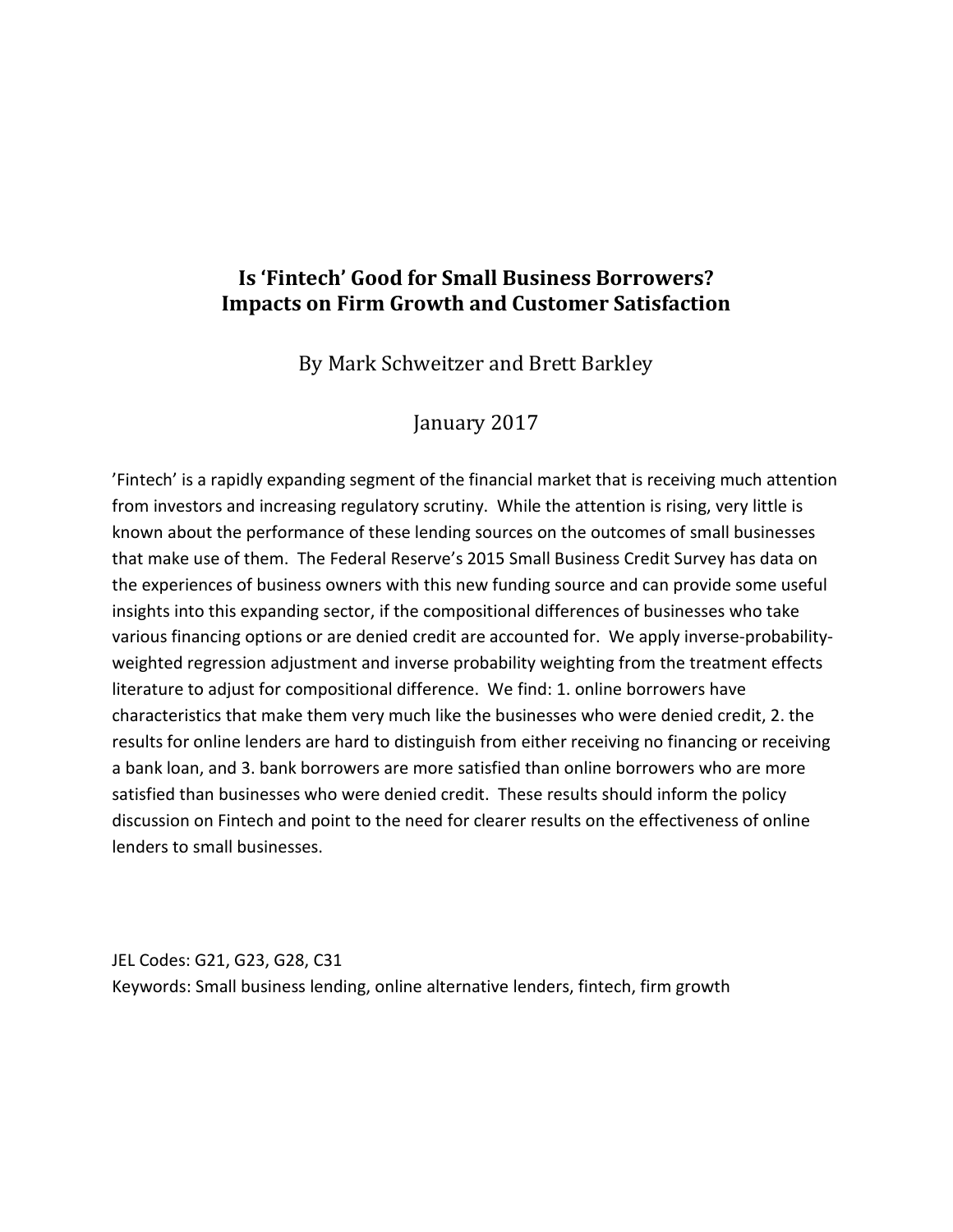# Is 'Fintech' Good for Small Business Borrowers? Impacts on Firm Growth and Customer Satisfaction

By Mark Schweitzer and Brett Barkley

January 2017

'Fintech' is a rapidly expanding segment of the financial market that is receiving much attention from investors and increasing regulatory scrutiny. While the attention is rising, very little is known about the performance of these lending sources on the outcomes of small businesses that make use of them. The Federal Reserve's 2015 Small Business Credit Survey has data on the experiences of business owners with this new funding source and can provide some useful insights into this expanding sector, if the compositional differences of businesses who take various financing options or are denied credit are accounted for. We apply inverse-probability-weighted regression adjustment and inverse probability weighting from the treatment effects literature to adjust for compositional difference. We find: 1. online borrowers have characteristics that make them very much like the businesses who were denied credit, 2. the results for online lenders are hard to distinguish from either receiving no financing or receiving a bank loan, and 3. bank borrowers are more satisfied than online borrowers who are more satisfied than businesses who were denied credit. These results should inform the policy discussion on Fintech and point to the need for clearer results on the effectiveness of online lenders to small businesses.

JEL Codes: G21, G23, G28, C31

Keywords: Small business lending, online alternative lenders, fintech, firm growth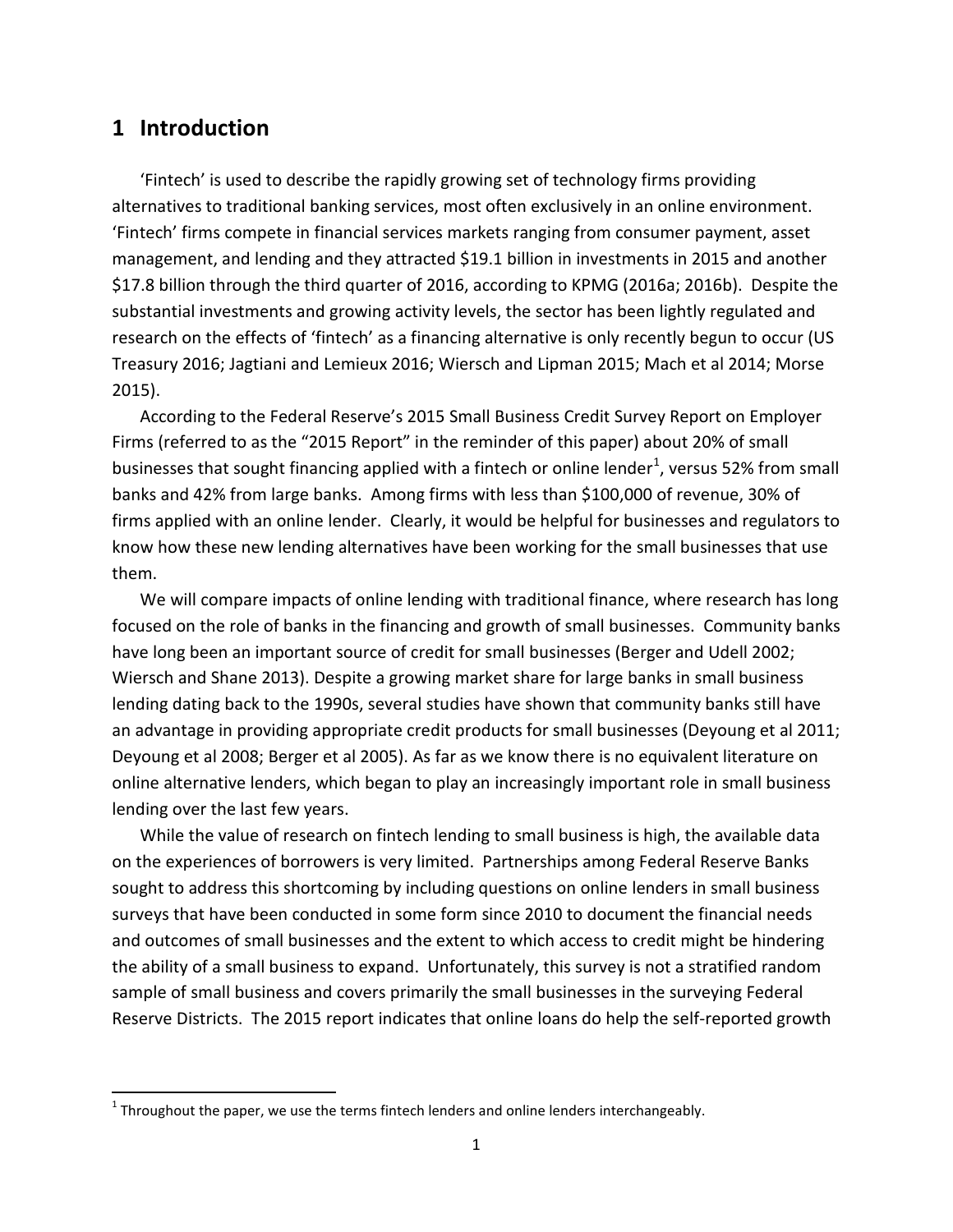# 1 Introduction

'Fintech' is used to describe the rapidly growing set of technology firms providing alternatives to traditional banking services, most often exclusively in an online environment. 'Fintech' firms compete in financial services markets ranging from consumer payment, asset management, and lending and they attracted $19.1 billion in investments in 2015 and another $17.8 billion through the third quarter of 2016, according to KPMG (2016a; 2016b). Despite the substantial investments and growing activity levels, the sector has been lightly regulated and research on the effects of 'fintech' as a financing alternative is only recently begun to occur (US Treasury 2016; Jagtiani and Lemieux 2016; Wiersch and Lipman 2015; Mach et al 2014; Morse 2015).

According to the Federal Reserve's 2015 Small Business Credit Survey Report on Employer Firms (referred to as the "2015 Report" in the reminder of this paper) about 20% of small businesses that sought financing applied with a fintech or online lender[1], versus 52% from small banks and 42% from large banks. Among firms with less than $100,000 of revenue, 30% of firms applied with an online lender. Clearly, it would be helpful for businesses and regulators to know how these new lending alternatives have been working for the small businesses that use them.

We will compare impacts of online lending with traditional finance, where research has long focused on the role of banks in the financing and growth of small businesses. Community banks have long been an important source of credit for small businesses (Berger and Udell 2002; Wiersch and Shane 2013). Despite a growing market share for large banks in small business lending dating back to the 1990s, several studies have shown that community banks still have an advantage in providing appropriate credit products for small businesses (Deyoung et al 2011; Deyoung et al 2008; Berger et al 2005). As far as we know there is no equivalent literature on online alternative lenders, which began to play an increasingly important role in small business lending over the last few years.

While the value of research on fintech lending to small business is high, the available data on the experiences of borrowers is very limited. Partnerships among Federal Reserve Banks sought to address this shortcoming by including questions on online lenders in small business surveys that have been conducted in some form since 2010 to document the financial needs and outcomes of small businesses and the extent to which access to credit might be hindering the ability of a small business to expand. Unfortunately, this survey is not a stratified random sample of small business and covers primarily the small businesses in the surveying Federal Reserve Districts. The 2015 report indicates that online loans do help the self-reported growth

[1] Throughout the paper, we use the terms fintech lenders and online lenders interchangeably.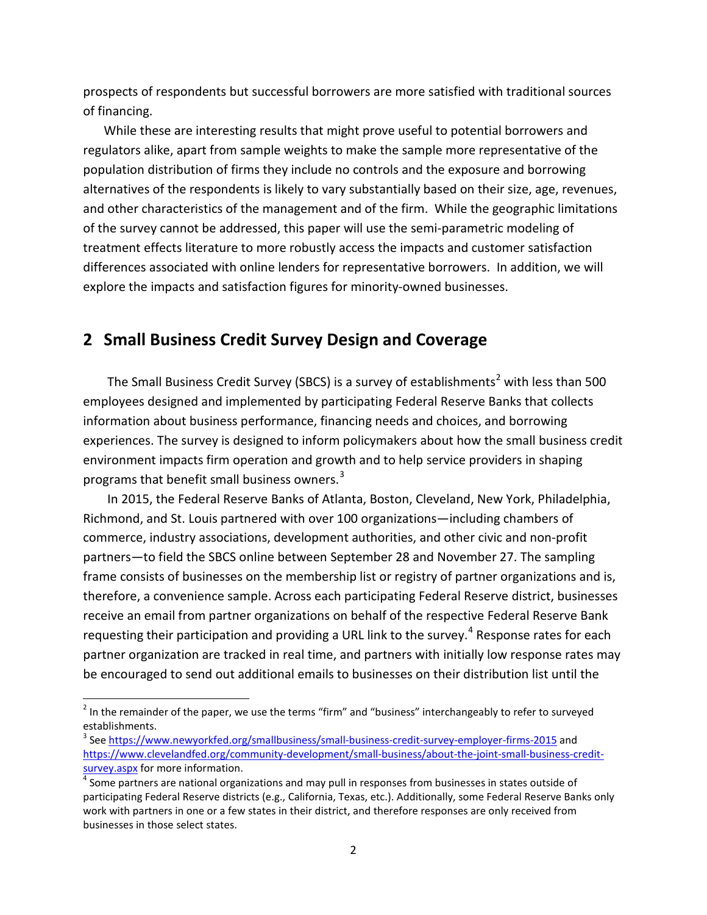prospects of respondents but successful borrowers are more satisfied with traditional sources of financing.

While these are interesting results that might prove useful to potential borrowers and regulators alike, apart from sample weights to make the sample more representative of the population distribution of firms they include no controls and the exposure and borrowing alternatives of the respondents is likely to vary substantially based on their size, age, revenues, and other characteristics of the management and of the firm. While the geographic limitations of the survey cannot be addressed, this paper will use the semi-parametric modeling of treatment effects literature to more robustly access the impacts and customer satisfaction differences associated with online lenders for representative borrowers. In addition, we will explore the impacts and satisfaction figures for minority-owned businesses.

## 2 Small Business Credit Survey Design and Coverage

The Small Business Credit Survey (SBCS) is a survey of establishments[2] with less than 500 employees designed and implemented by participating Federal Reserve Banks that collects information about business performance, financing needs and choices, and borrowing experiences. The survey is designed to inform policymakers about how the small business credit environment impacts firm operation and growth and to help service providers in shaping programs that benefit small business owners.[3]

In 2015, the Federal Reserve Banks of Atlanta, Boston, Cleveland, New York, Philadelphia, Richmond, and St. Louis partnered with over 100 organizations—including chambers of commerce, industry associations, development authorities, and other civic and non-profit partners—to field the SBCS online between September 28 and November 27. The sampling frame consists of businesses on the membership list or registry of partner organizations and is, therefore, a convenience sample. Across each participating Federal Reserve district, businesses receive an email from partner organizations on behalf of the respective Federal Reserve Bank requesting their participation and providing a URL link to the survey.[4] Response rates for each partner organization are tracked in real time, and partners with initially low response rates may be encouraged to send out additional emails to businesses on their distribution list until the

---

[2] In the remainder of the paper, we use the terms "firm" and "business" interchangeably to refer to surveyed establishments.

[3] See https://www.newyorkfed.org/smallbusiness/small-business-credit-survey-employer-firms-2015 and https://www.clevelandfed.org/community-development/small-business/about-the-joint-small-business-credit-survey.aspx for more information.

[4] Some partners are national organizations and may pull in responses from businesses in states outside of participating Federal Reserve districts (e.g., California, Texas, etc.). Additionally, some Federal Reserve Banks only work with partners in one or a few states in their district, and therefore responses are only received from businesses in those select states.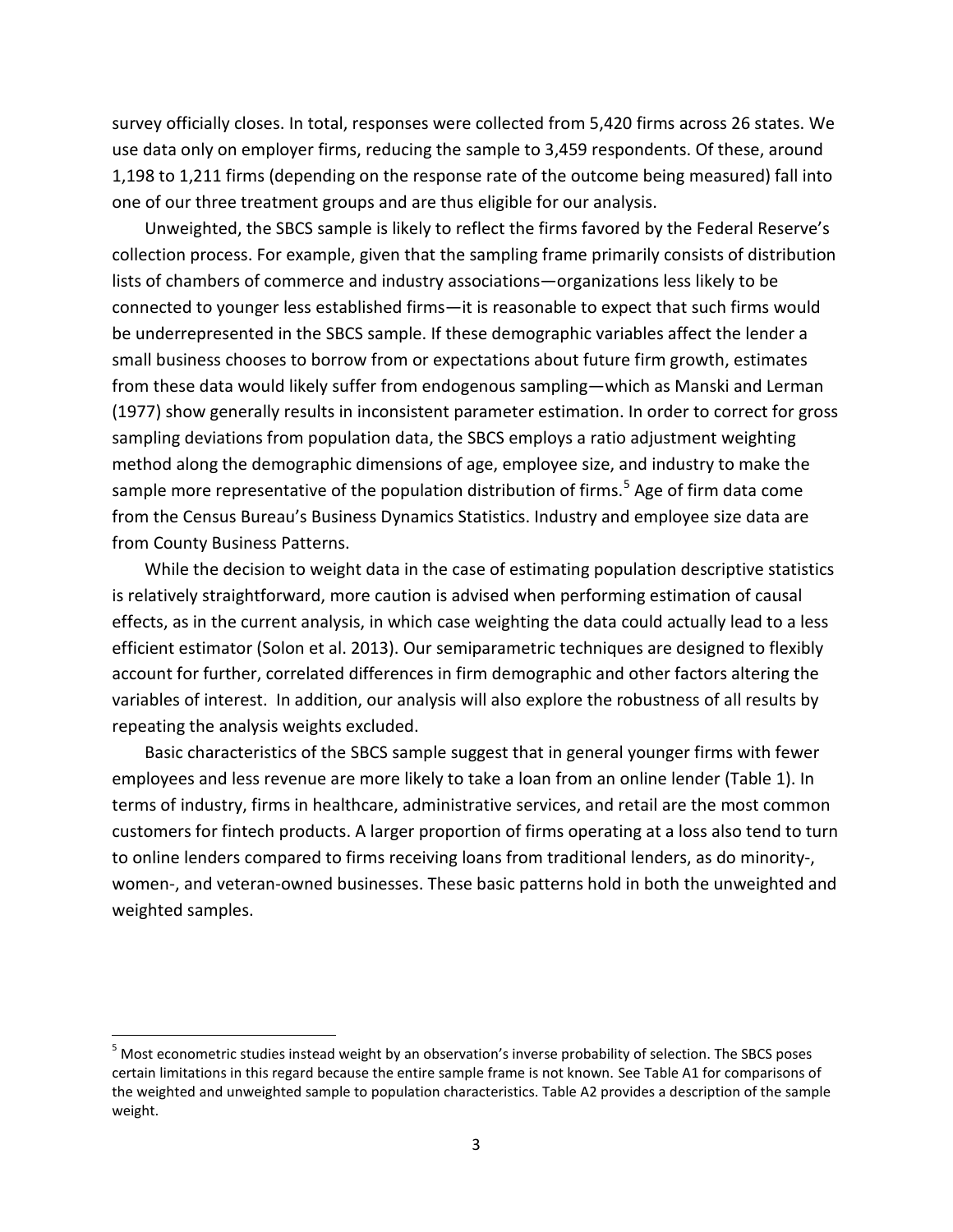survey officially closes. In total, responses were collected from 5,420 firms across 26 states. We use data only on employer firms, reducing the sample to 3,459 respondents. Of these, around 1,198 to 1,211 firms (depending on the response rate of the outcome being measured) fall into one of our three treatment groups and are thus eligible for our analysis.

Unweighted, the SBCS sample is likely to reflect the firms favored by the Federal Reserve's collection process. For example, given that the sampling frame primarily consists of distribution lists of chambers of commerce and industry associations—organizations less likely to be connected to younger less established firms—it is reasonable to expect that such firms would be underrepresented in the SBCS sample. If these demographic variables affect the lender a small business chooses to borrow from or expectations about future firm growth, estimates from these data would likely suffer from endogenous sampling—which as Manski and Lerman (1977) show generally results in inconsistent parameter estimation. In order to correct for gross sampling deviations from population data, the SBCS employs a ratio adjustment weighting method along the demographic dimensions of age, employee size, and industry to make the sample more representative of the population distribution of firms.[5] Age of firm data come from the Census Bureau's Business Dynamics Statistics. Industry and employee size data are from County Business Patterns.

While the decision to weight data in the case of estimating population descriptive statistics is relatively straightforward, more caution is advised when performing estimation of causal effects, as in the current analysis, in which case weighting the data could actually lead to a less efficient estimator (Solon et al. 2013). Our semiparametric techniques are designed to flexibly account for further, correlated differences in firm demographic and other factors altering the variables of interest. In addition, our analysis will also explore the robustness of all results by repeating the analysis weights excluded.

Basic characteristics of the SBCS sample suggest that in general younger firms with fewer employees and less revenue are more likely to take a loan from an online lender (Table 1). In terms of industry, firms in healthcare, administrative services, and retail are the most common customers for fintech products. A larger proportion of firms operating at a loss also tend to turn to online lenders compared to firms receiving loans from traditional lenders, as do minority-, women-, and veteran-owned businesses. These basic patterns hold in both the unweighted and weighted samples.

[5] Most econometric studies instead weight by an observation's inverse probability of selection. The SBCS poses certain limitations in this regard because the entire sample frame is not known. See Table A1 for comparisons of the weighted and unweighted sample to population characteristics. Table A2 provides a description of the sample weight.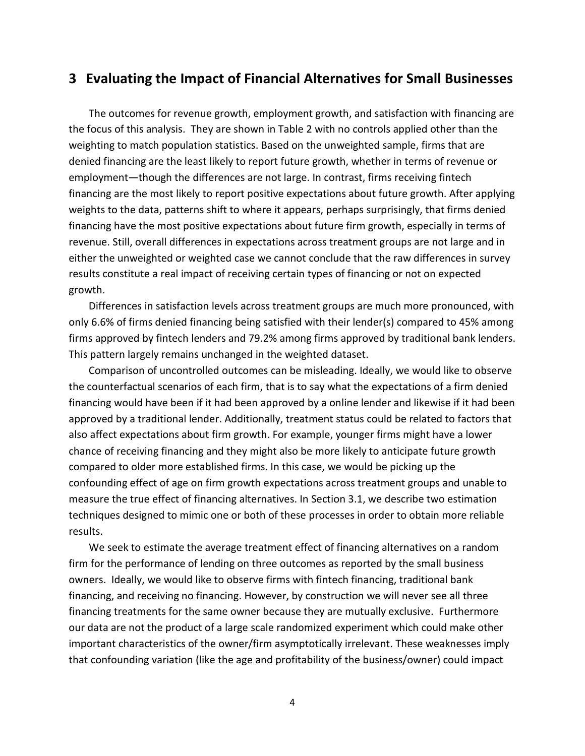## 3 Evaluating the Impact of Financial Alternatives for Small Businesses

The outcomes for revenue growth, employment growth, and satisfaction with financing are the focus of this analysis. They are shown in Table 2 with no controls applied other than the weighting to match population statistics. Based on the unweighted sample, firms that are denied financing are the least likely to report future growth, whether in terms of revenue or employment—though the differences are not large. In contrast, firms receiving fintech financing are the most likely to report positive expectations about future growth. After applying weights to the data, patterns shift to where it appears, perhaps surprisingly, that firms denied financing have the most positive expectations about future firm growth, especially in terms of revenue. Still, overall differences in expectations across treatment groups are not large and in either the unweighted or weighted case we cannot conclude that the raw differences in survey results constitute a real impact of receiving certain types of financing or not on expected growth.

Differences in satisfaction levels across treatment groups are much more pronounced, with only 6.6% of firms denied financing being satisfied with their lender(s) compared to 45% among firms approved by fintech lenders and 79.2% among firms approved by traditional bank lenders. This pattern largely remains unchanged in the weighted dataset.

Comparison of uncontrolled outcomes can be misleading. Ideally, we would like to observe the counterfactual scenarios of each firm, that is to say what the expectations of a firm denied financing would have been if it had been approved by a online lender and likewise if it had been approved by a traditional lender. Additionally, treatment status could be related to factors that also affect expectations about firm growth. For example, younger firms might have a lower chance of receiving financing and they might also be more likely to anticipate future growth compared to older more established firms. In this case, we would be picking up the confounding effect of age on firm growth expectations across treatment groups and unable to measure the true effect of financing alternatives. In Section 3.1, we describe two estimation techniques designed to mimic one or both of these processes in order to obtain more reliable results.

We seek to estimate the average treatment effect of financing alternatives on a random firm for the performance of lending on three outcomes as reported by the small business owners. Ideally, we would like to observe firms with fintech financing, traditional bank financing, and receiving no financing. However, by construction we will never see all three financing treatments for the same owner because they are mutually exclusive. Furthermore our data are not the product of a large scale randomized experiment which could make other important characteristics of the owner/firm asymptotically irrelevant. These weaknesses imply that confounding variation (like the age and profitability of the business/owner) could impact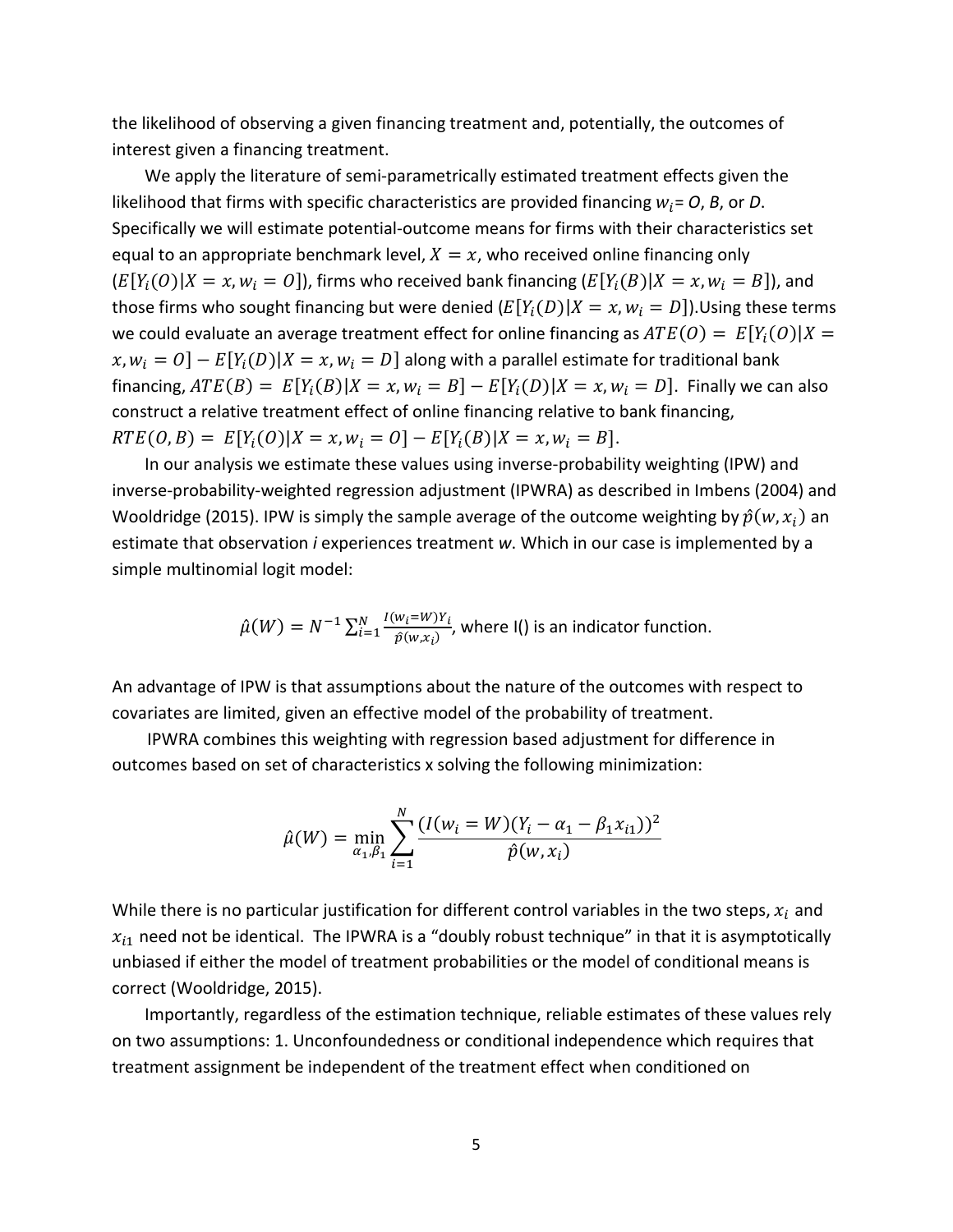the likelihood of observing a given financing treatment and, potentially, the outcomes of interest given a financing treatment.

We apply the literature of semi-parametrically estimated treatment effects given the likelihood that firms with specific characteristics are provided financing $w_i$= *O*, *B*, or *D*. Specifically we will estimate potential-outcome means for firms with their characteristics set equal to an appropriate benchmark level, $X = x$, who received online financing only ($E[Y_i(O)|X = x, w_i = O]$), firms who received bank financing ($E[Y_i(B)|X = x, w_i = B]$), and those firms who sought financing but were denied ($E[Y_i(D)|X = x, w_i = D]$).Using these terms we could evaluate an average treatment effect for online financing as $ATE(O) = E[Y_i(O)|X = x, w_i = O] - E[Y_i(D)|X = x, w_i = D]$ along with a parallel estimate for traditional bank financing, $ATE(B) = E[Y_i(B)|X = x, w_i = B] - E[Y_i(D)|X = x, w_i = D]$. Finally we can also construct a relative treatment effect of online financing relative to bank financing, $RTE(O, B) = E[Y_i(O)|X = x, w_i = O] - E[Y_i(B)|X = x, w_i = B]$.

In our analysis we estimate these values using inverse-probability weighting (IPW) and inverse-probability-weighted regression adjustment (IPWRA) as described in Imbens (2004) and Wooldridge (2015). IPW is simply the sample average of the outcome weighting by $\hat{p}(w, x_i)$ an estimate that observation *i* experiences treatment *w*. Which in our case is implemented by a simple multinomial logit model:

$$\hat{\mu}(W) = N^{-1} \sum_{i=1}^{N} \frac{I(w_i = W)Y_i}{\hat{p}(w, x_i)}, \text{ where I() is an indicator function.}$$

An advantage of IPW is that assumptions about the nature of the outcomes with respect to covariates are limited, given an effective model of the probability of treatment.

IPWRA combines this weighting with regression based adjustment for difference in outcomes based on set of characteristics x solving the following minimization:

$$\hat{\mu}(W) = \min_{\alpha_1, \beta_1} \sum_{i=1}^{N} \frac{(I(w_i = W)(Y_i - \alpha_1 - \beta_1 x_{i1}))^2}{\hat{p}(w, x_i)}$$

While there is no particular justification for different control variables in the two steps, $x_i$ and $x_{i1}$ need not be identical. The IPWRA is a "doubly robust technique" in that it is asymptotically unbiased if either the model of treatment probabilities or the model of conditional means is correct (Wooldridge, 2015).

Importantly, regardless of the estimation technique, reliable estimates of these values rely on two assumptions: 1. Unconfoundedness or conditional independence which requires that treatment assignment be independent of the treatment effect when conditioned on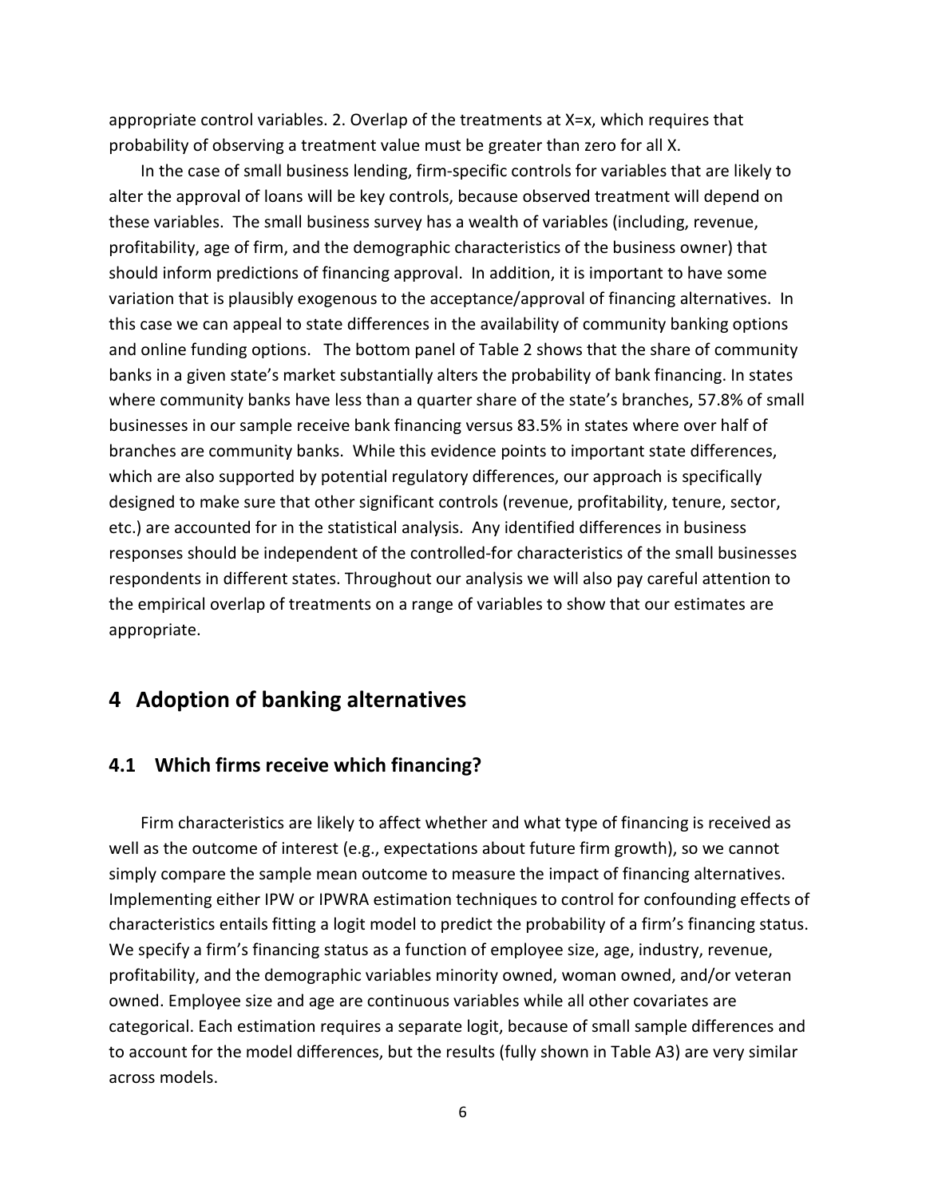appropriate control variables. 2. Overlap of the treatments at X=x, which requires that probability of observing a treatment value must be greater than zero for all X.

In the case of small business lending, firm-specific controls for variables that are likely to alter the approval of loans will be key controls, because observed treatment will depend on these variables. The small business survey has a wealth of variables (including, revenue, profitability, age of firm, and the demographic characteristics of the business owner) that should inform predictions of financing approval. In addition, it is important to have some variation that is plausibly exogenous to the acceptance/approval of financing alternatives. In this case we can appeal to state differences in the availability of community banking options and online funding options. The bottom panel of Table 2 shows that the share of community banks in a given state's market substantially alters the probability of bank financing. In states where community banks have less than a quarter share of the state's branches, 57.8% of small businesses in our sample receive bank financing versus 83.5% in states where over half of branches are community banks. While this evidence points to important state differences, which are also supported by potential regulatory differences, our approach is specifically designed to make sure that other significant controls (revenue, profitability, tenure, sector, etc.) are accounted for in the statistical analysis. Any identified differences in business responses should be independent of the controlled-for characteristics of the small businesses respondents in different states. Throughout our analysis we will also pay careful attention to the empirical overlap of treatments on a range of variables to show that our estimates are appropriate.

# 4 Adoption of banking alternatives

## 4.1 Which firms receive which financing?

Firm characteristics are likely to affect whether and what type of financing is received as well as the outcome of interest (e.g., expectations about future firm growth), so we cannot simply compare the sample mean outcome to measure the impact of financing alternatives. Implementing either IPW or IPWRA estimation techniques to control for confounding effects of characteristics entails fitting a logit model to predict the probability of a firm's financing status. We specify a firm's financing status as a function of employee size, age, industry, revenue, profitability, and the demographic variables minority owned, woman owned, and/or veteran owned. Employee size and age are continuous variables while all other covariates are categorical. Each estimation requires a separate logit, because of small sample differences and to account for the model differences, but the results (fully shown in Table A3) are very similar across models.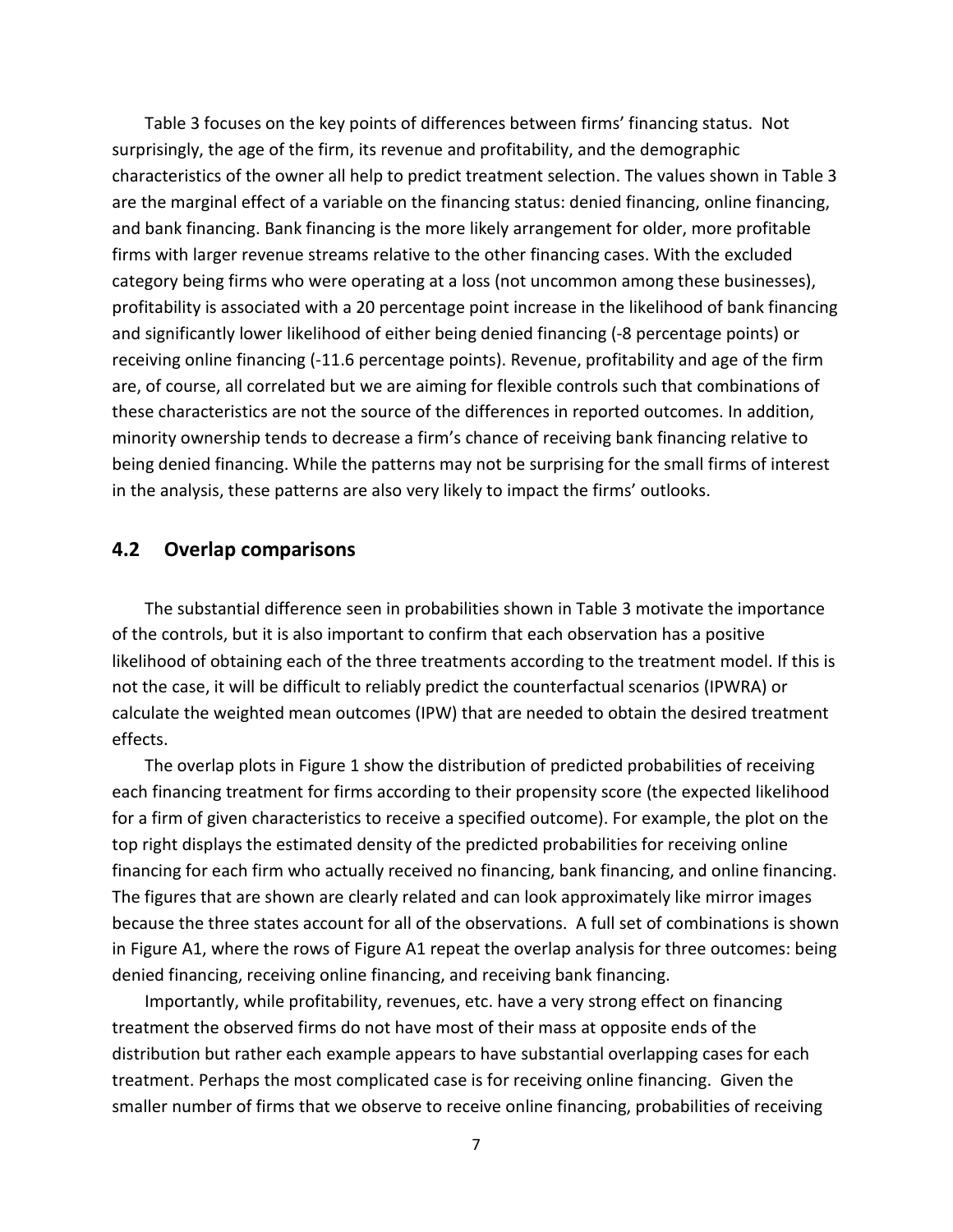Table 3 focuses on the key points of differences between firms' financing status. Not surprisingly, the age of the firm, its revenue and profitability, and the demographic characteristics of the owner all help to predict treatment selection. The values shown in Table 3 are the marginal effect of a variable on the financing status: denied financing, online financing, and bank financing. Bank financing is the more likely arrangement for older, more profitable firms with larger revenue streams relative to the other financing cases. With the excluded category being firms who were operating at a loss (not uncommon among these businesses), profitability is associated with a 20 percentage point increase in the likelihood of bank financing and significantly lower likelihood of either being denied financing (-8 percentage points) or receiving online financing (-11.6 percentage points). Revenue, profitability and age of the firm are, of course, all correlated but we are aiming for flexible controls such that combinations of these characteristics are not the source of the differences in reported outcomes. In addition, minority ownership tends to decrease a firm's chance of receiving bank financing relative to being denied financing. While the patterns may not be surprising for the small firms of interest in the analysis, these patterns are also very likely to impact the firms' outlooks.

## 4.2 Overlap comparisons

The substantial difference seen in probabilities shown in Table 3 motivate the importance of the controls, but it is also important to confirm that each observation has a positive likelihood of obtaining each of the three treatments according to the treatment model. If this is not the case, it will be difficult to reliably predict the counterfactual scenarios (IPWRA) or calculate the weighted mean outcomes (IPW) that are needed to obtain the desired treatment effects.

The overlap plots in Figure 1 show the distribution of predicted probabilities of receiving each financing treatment for firms according to their propensity score (the expected likelihood for a firm of given characteristics to receive a specified outcome). For example, the plot on the top right displays the estimated density of the predicted probabilities for receiving online financing for each firm who actually received no financing, bank financing, and online financing. The figures that are shown are clearly related and can look approximately like mirror images because the three states account for all of the observations. A full set of combinations is shown in Figure A1, where the rows of Figure A1 repeat the overlap analysis for three outcomes: being denied financing, receiving online financing, and receiving bank financing.

Importantly, while profitability, revenues, etc. have a very strong effect on financing treatment the observed firms do not have most of their mass at opposite ends of the distribution but rather each example appears to have substantial overlapping cases for each treatment. Perhaps the most complicated case is for receiving online financing. Given the smaller number of firms that we observe to receive online financing, probabilities of receiving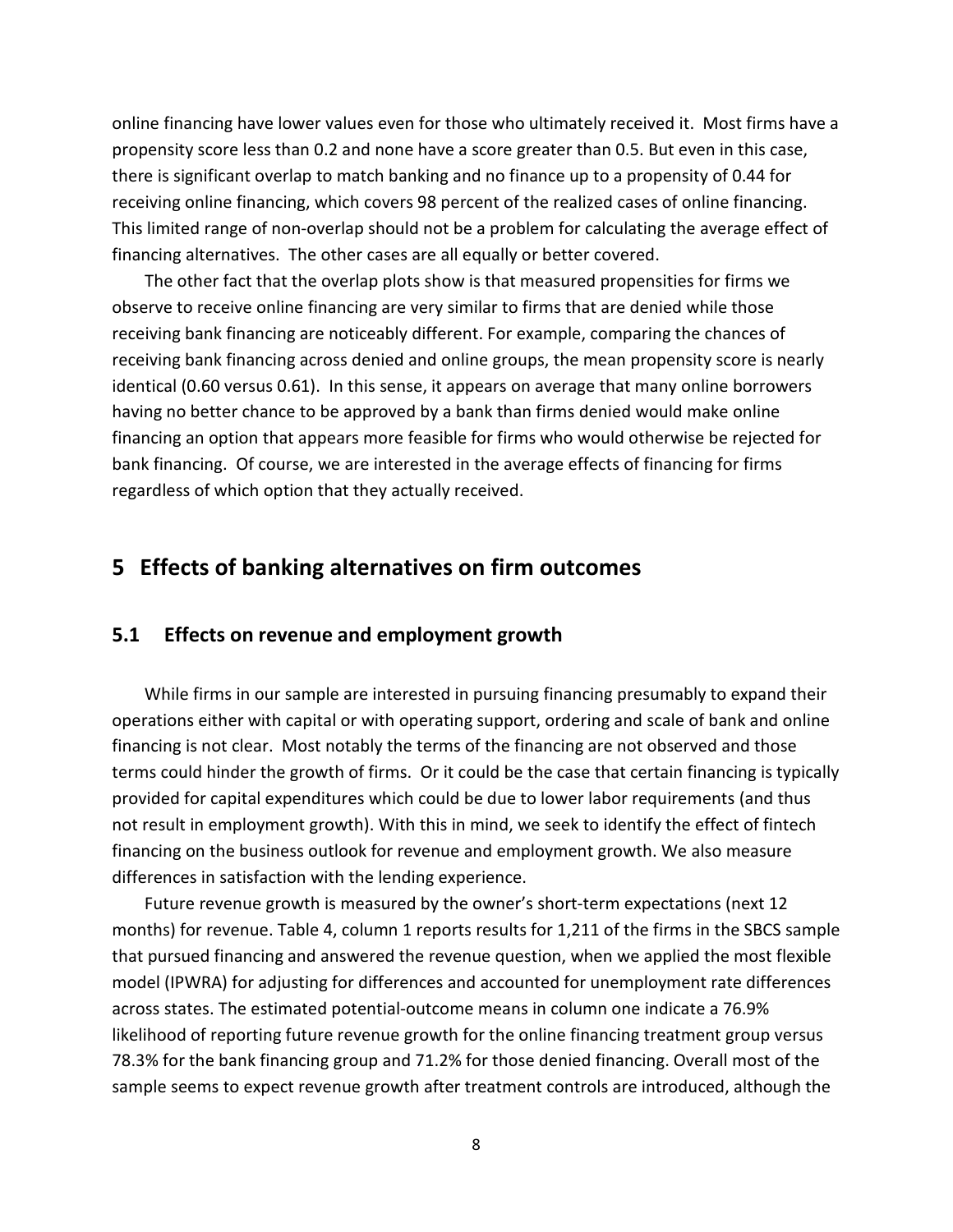online financing have lower values even for those who ultimately received it. Most firms have a propensity score less than 0.2 and none have a score greater than 0.5. But even in this case, there is significant overlap to match banking and no finance up to a propensity of 0.44 for receiving online financing, which covers 98 percent of the realized cases of online financing. This limited range of non-overlap should not be a problem for calculating the average effect of financing alternatives. The other cases are all equally or better covered.

The other fact that the overlap plots show is that measured propensities for firms we observe to receive online financing are very similar to firms that are denied while those receiving bank financing are noticeably different. For example, comparing the chances of receiving bank financing across denied and online groups, the mean propensity score is nearly identical (0.60 versus 0.61). In this sense, it appears on average that many online borrowers having no better chance to be approved by a bank than firms denied would make online financing an option that appears more feasible for firms who would otherwise be rejected for bank financing. Of course, we are interested in the average effects of financing for firms regardless of which option that they actually received.

# 5 Effects of banking alternatives on firm outcomes

## 5.1 Effects on revenue and employment growth

While firms in our sample are interested in pursuing financing presumably to expand their operations either with capital or with operating support, ordering and scale of bank and online financing is not clear. Most notably the terms of the financing are not observed and those terms could hinder the growth of firms. Or it could be the case that certain financing is typically provided for capital expenditures which could be due to lower labor requirements (and thus not result in employment growth). With this in mind, we seek to identify the effect of fintech financing on the business outlook for revenue and employment growth. We also measure differences in satisfaction with the lending experience.

Future revenue growth is measured by the owner's short-term expectations (next 12 months) for revenue. Table 4, column 1 reports results for 1,211 of the firms in the SBCS sample that pursued financing and answered the revenue question, when we applied the most flexible model (IPWRA) for adjusting for differences and accounted for unemployment rate differences across states. The estimated potential-outcome means in column one indicate a 76.9% likelihood of reporting future revenue growth for the online financing treatment group versus 78.3% for the bank financing group and 71.2% for those denied financing. Overall most of the sample seems to expect revenue growth after treatment controls are introduced, although the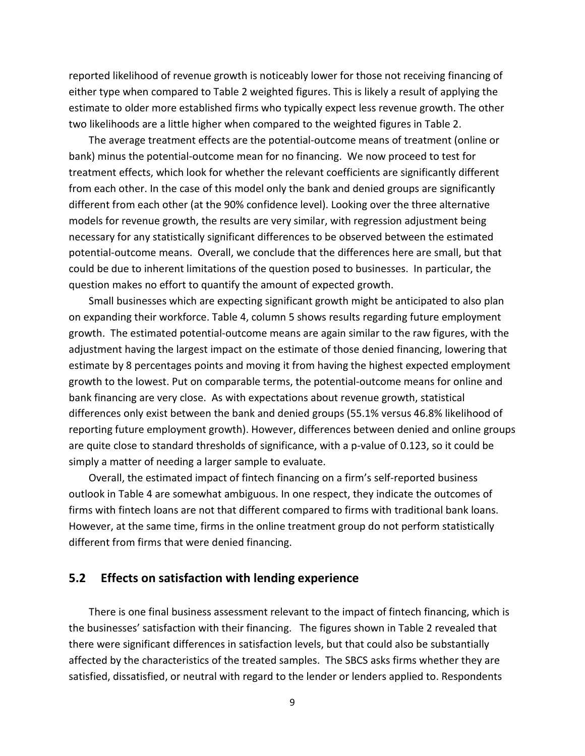reported likelihood of revenue growth is noticeably lower for those not receiving financing of either type when compared to Table 2 weighted figures. This is likely a result of applying the estimate to older more established firms who typically expect less revenue growth. The other two likelihoods are a little higher when compared to the weighted figures in Table 2.

The average treatment effects are the potential-outcome means of treatment (online or bank) minus the potential-outcome mean for no financing. We now proceed to test for treatment effects, which look for whether the relevant coefficients are significantly different from each other. In the case of this model only the bank and denied groups are significantly different from each other (at the 90% confidence level). Looking over the three alternative models for revenue growth, the results are very similar, with regression adjustment being necessary for any statistically significant differences to be observed between the estimated potential-outcome means. Overall, we conclude that the differences here are small, but that could be due to inherent limitations of the question posed to businesses. In particular, the question makes no effort to quantify the amount of expected growth.

Small businesses which are expecting significant growth might be anticipated to also plan on expanding their workforce. Table 4, column 5 shows results regarding future employment growth. The estimated potential-outcome means are again similar to the raw figures, with the adjustment having the largest impact on the estimate of those denied financing, lowering that estimate by 8 percentages points and moving it from having the highest expected employment growth to the lowest. Put on comparable terms, the potential-outcome means for online and bank financing are very close. As with expectations about revenue growth, statistical differences only exist between the bank and denied groups (55.1% versus 46.8% likelihood of reporting future employment growth). However, differences between denied and online groups are quite close to standard thresholds of significance, with a p-value of 0.123, so it could be simply a matter of needing a larger sample to evaluate.

Overall, the estimated impact of fintech financing on a firm's self-reported business outlook in Table 4 are somewhat ambiguous. In one respect, they indicate the outcomes of firms with fintech loans are not that different compared to firms with traditional bank loans. However, at the same time, firms in the online treatment group do not perform statistically different from firms that were denied financing.

## 5.2 Effects on satisfaction with lending experience

There is one final business assessment relevant to the impact of fintech financing, which is the businesses' satisfaction with their financing. The figures shown in Table 2 revealed that there were significant differences in satisfaction levels, but that could also be substantially affected by the characteristics of the treated samples. The SBCS asks firms whether they are satisfied, dissatisfied, or neutral with regard to the lender or lenders applied to. Respondents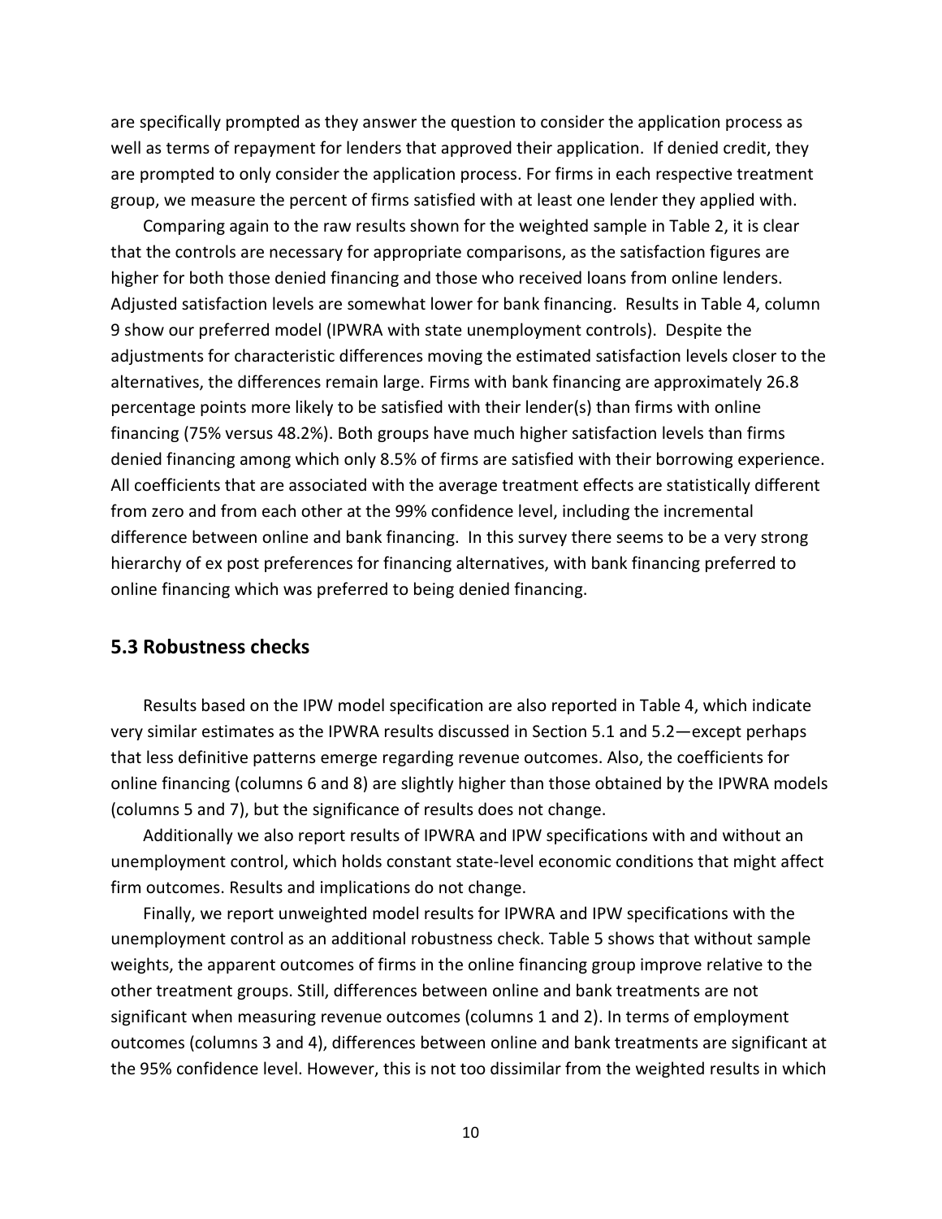are specifically prompted as they answer the question to consider the application process as well as terms of repayment for lenders that approved their application. If denied credit, they are prompted to only consider the application process. For firms in each respective treatment group, we measure the percent of firms satisfied with at least one lender they applied with.

Comparing again to the raw results shown for the weighted sample in Table 2, it is clear that the controls are necessary for appropriate comparisons, as the satisfaction figures are higher for both those denied financing and those who received loans from online lenders. Adjusted satisfaction levels are somewhat lower for bank financing. Results in Table 4, column 9 show our preferred model (IPWRA with state unemployment controls). Despite the adjustments for characteristic differences moving the estimated satisfaction levels closer to the alternatives, the differences remain large. Firms with bank financing are approximately 26.8 percentage points more likely to be satisfied with their lender(s) than firms with online financing (75% versus 48.2%). Both groups have much higher satisfaction levels than firms denied financing among which only 8.5% of firms are satisfied with their borrowing experience. All coefficients that are associated with the average treatment effects are statistically different from zero and from each other at the 99% confidence level, including the incremental difference between online and bank financing. In this survey there seems to be a very strong hierarchy of ex post preferences for financing alternatives, with bank financing preferred to online financing which was preferred to being denied financing.

## 5.3 Robustness checks

Results based on the IPW model specification are also reported in Table 4, which indicate very similar estimates as the IPWRA results discussed in Section 5.1 and 5.2—except perhaps that less definitive patterns emerge regarding revenue outcomes. Also, the coefficients for online financing (columns 6 and 8) are slightly higher than those obtained by the IPWRA models (columns 5 and 7), but the significance of results does not change.

Additionally we also report results of IPWRA and IPW specifications with and without an unemployment control, which holds constant state-level economic conditions that might affect firm outcomes. Results and implications do not change.

Finally, we report unweighted model results for IPWRA and IPW specifications with the unemployment control as an additional robustness check. Table 5 shows that without sample weights, the apparent outcomes of firms in the online financing group improve relative to the other treatment groups. Still, differences between online and bank treatments are not significant when measuring revenue outcomes (columns 1 and 2). In terms of employment outcomes (columns 3 and 4), differences between online and bank treatments are significant at the 95% confidence level. However, this is not too dissimilar from the weighted results in which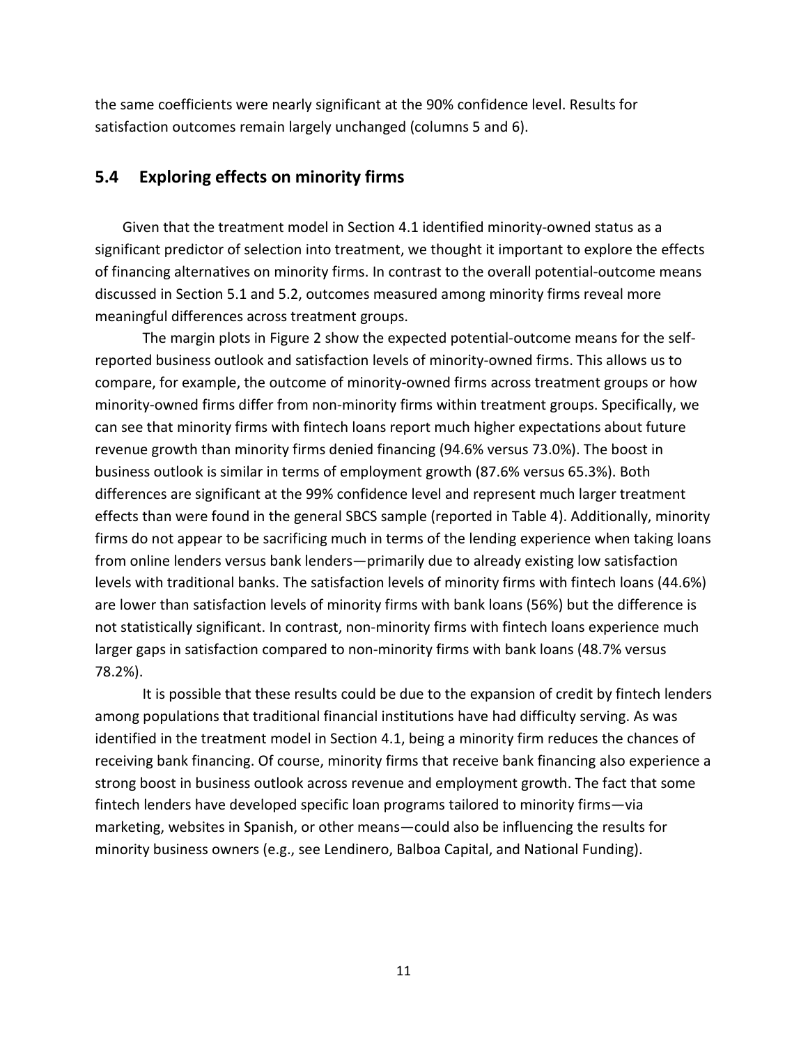the same coefficients were nearly significant at the 90% confidence level. Results for satisfaction outcomes remain largely unchanged (columns 5 and 6).

## 5.4 Exploring effects on minority firms

Given that the treatment model in Section 4.1 identified minority-owned status as a significant predictor of selection into treatment, we thought it important to explore the effects of financing alternatives on minority firms. In contrast to the overall potential-outcome means discussed in Section 5.1 and 5.2, outcomes measured among minority firms reveal more meaningful differences across treatment groups.

The margin plots in Figure 2 show the expected potential-outcome means for the self-reported business outlook and satisfaction levels of minority-owned firms. This allows us to compare, for example, the outcome of minority-owned firms across treatment groups or how minority-owned firms differ from non-minority firms within treatment groups. Specifically, we can see that minority firms with fintech loans report much higher expectations about future revenue growth than minority firms denied financing (94.6% versus 73.0%). The boost in business outlook is similar in terms of employment growth (87.6% versus 65.3%). Both differences are significant at the 99% confidence level and represent much larger treatment effects than were found in the general SBCS sample (reported in Table 4). Additionally, minority firms do not appear to be sacrificing much in terms of the lending experience when taking loans from online lenders versus bank lenders—primarily due to already existing low satisfaction levels with traditional banks. The satisfaction levels of minority firms with fintech loans (44.6%) are lower than satisfaction levels of minority firms with bank loans (56%) but the difference is not statistically significant. In contrast, non-minority firms with fintech loans experience much larger gaps in satisfaction compared to non-minority firms with bank loans (48.7% versus 78.2%).

It is possible that these results could be due to the expansion of credit by fintech lenders among populations that traditional financial institutions have had difficulty serving. As was identified in the treatment model in Section 4.1, being a minority firm reduces the chances of receiving bank financing. Of course, minority firms that receive bank financing also experience a strong boost in business outlook across revenue and employment growth. The fact that some fintech lenders have developed specific loan programs tailored to minority firms—via marketing, websites in Spanish, or other means—could also be influencing the results for minority business owners (e.g., see Lendinero, Balboa Capital, and National Funding).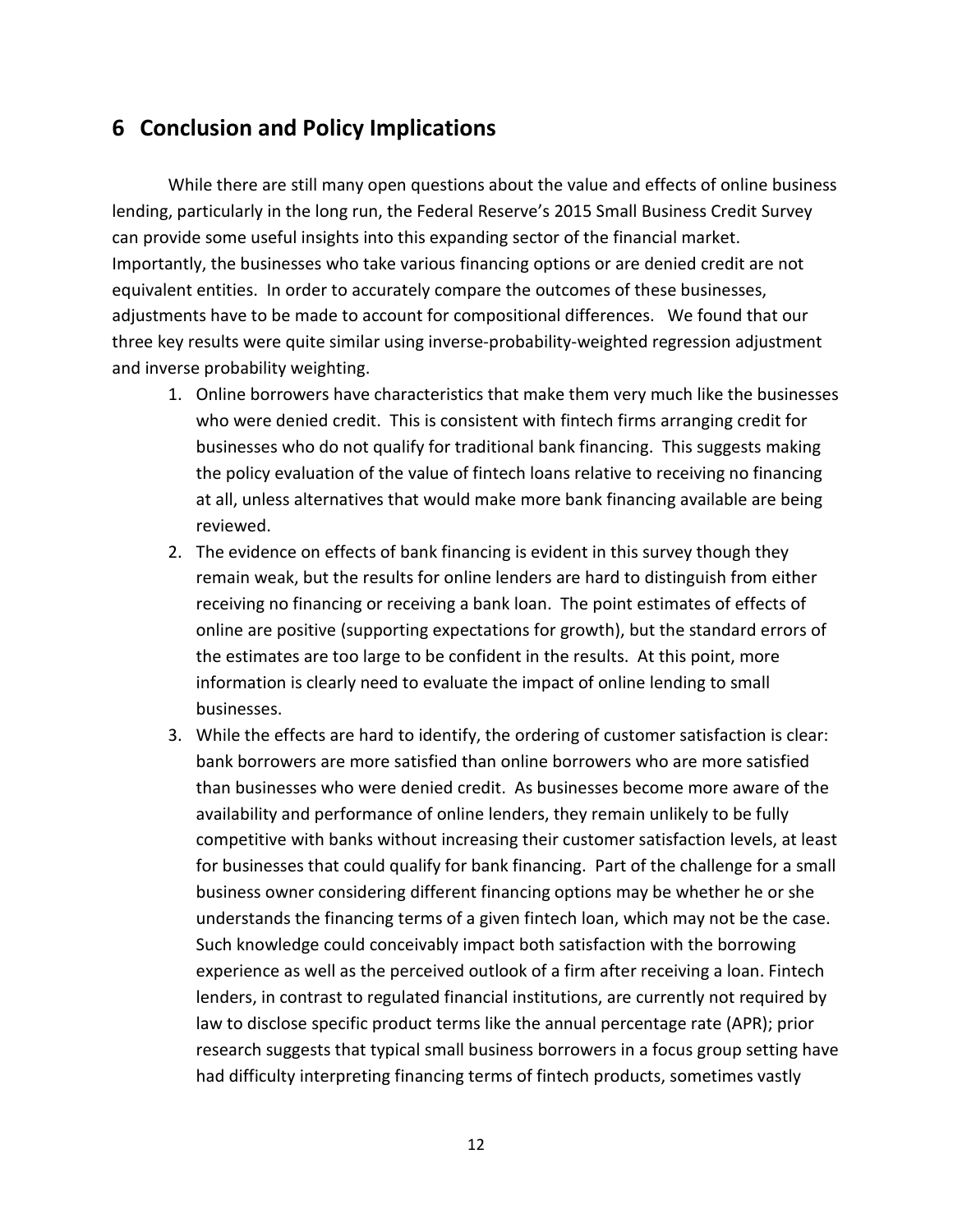## 6 Conclusion and Policy Implications

While there are still many open questions about the value and effects of online business lending, particularly in the long run, the Federal Reserve's 2015 Small Business Credit Survey can provide some useful insights into this expanding sector of the financial market. Importantly, the businesses who take various financing options or are denied credit are not equivalent entities. In order to accurately compare the outcomes of these businesses, adjustments have to be made to account for compositional differences. We found that our three key results were quite similar using inverse-probability-weighted regression adjustment and inverse probability weighting.

1. Online borrowers have characteristics that make them very much like the businesses who were denied credit. This is consistent with fintech firms arranging credit for businesses who do not qualify for traditional bank financing. This suggests making the policy evaluation of the value of fintech loans relative to receiving no financing at all, unless alternatives that would make more bank financing available are being reviewed.
2. The evidence on effects of bank financing is evident in this survey though they remain weak, but the results for online lenders are hard to distinguish from either receiving no financing or receiving a bank loan. The point estimates of effects of online are positive (supporting expectations for growth), but the standard errors of the estimates are too large to be confident in the results. At this point, more information is clearly need to evaluate the impact of online lending to small businesses.
3. While the effects are hard to identify, the ordering of customer satisfaction is clear: bank borrowers are more satisfied than online borrowers who are more satisfied than businesses who were denied credit. As businesses become more aware of the availability and performance of online lenders, they remain unlikely to be fully competitive with banks without increasing their customer satisfaction levels, at least for businesses that could qualify for bank financing. Part of the challenge for a small business owner considering different financing options may be whether he or she understands the financing terms of a given fintech loan, which may not be the case. Such knowledge could conceivably impact both satisfaction with the borrowing experience as well as the perceived outlook of a firm after receiving a loan. Fintech lenders, in contrast to regulated financial institutions, are currently not required by law to disclose specific product terms like the annual percentage rate (APR); prior research suggests that typical small business borrowers in a focus group setting have had difficulty interpreting financing terms of fintech products, sometimes vastly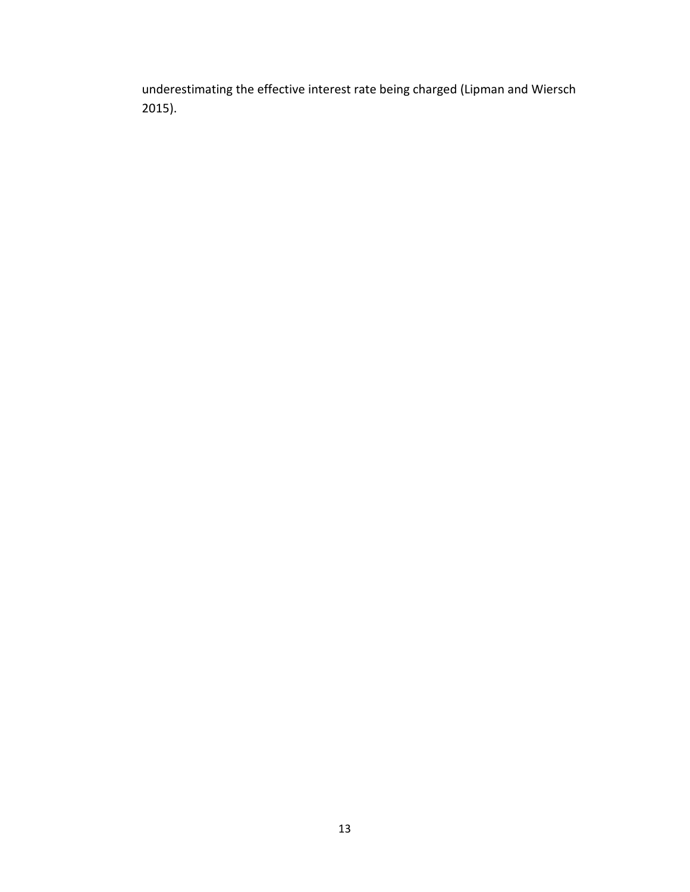underestimating the effective interest rate being charged (Lipman and Wiersch 2015).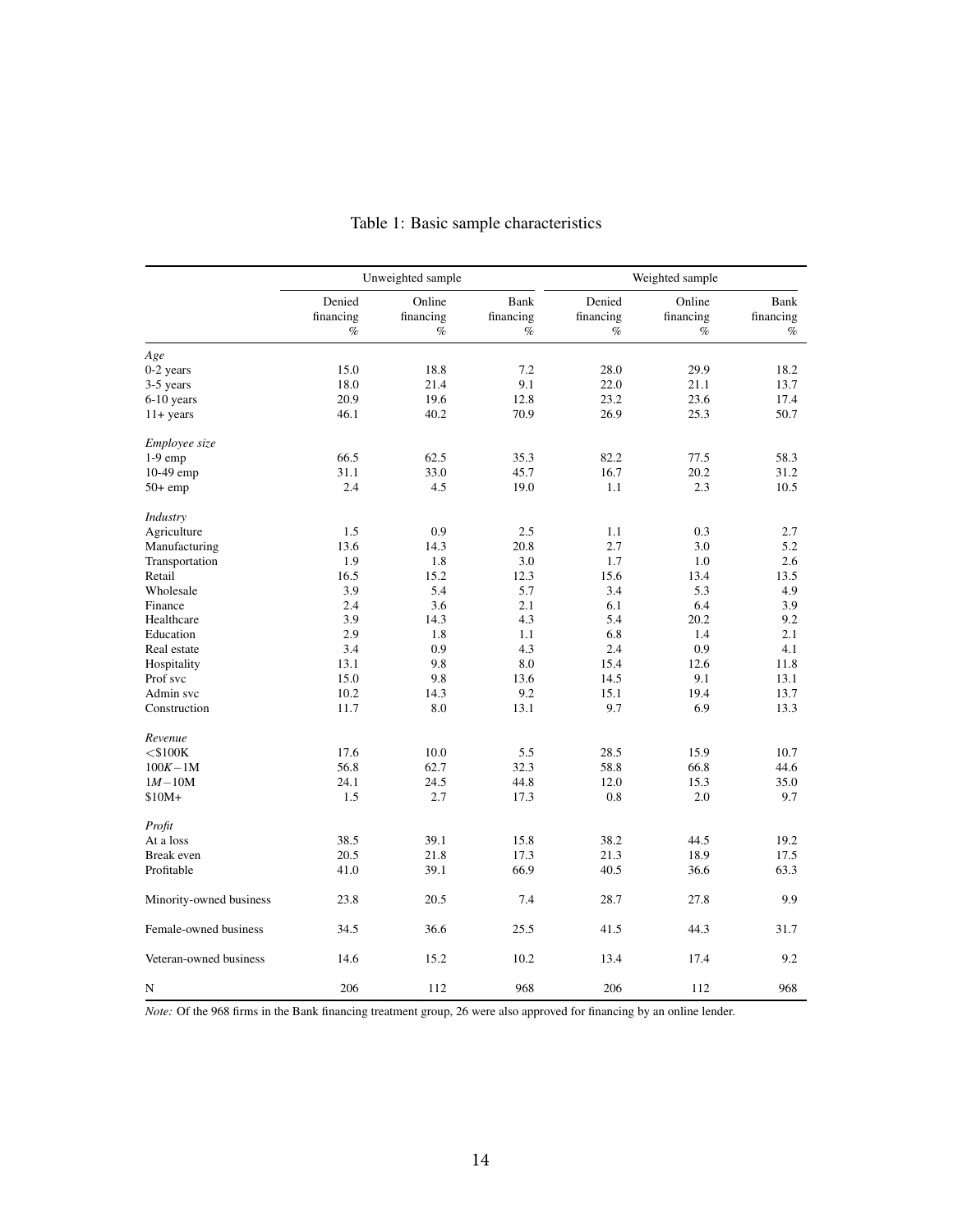Table 1: Basic sample characteristics

| | Unweighted sample | | | Weighted sample | | |
|---|---|---|---|---|---|---|
| | Denied financing % | Online financing % | Bank financing % | Denied financing % | Online financing % | Bank financing % |
| *Age* | | | | | | |
| 0-2 years | 15.0 | 18.8 | 7.2 | 28.0 | 29.9 | 18.2 |
| 3-5 years | 18.0 | 21.4 | 9.1 | 22.0 | 21.1 | 13.7 |
| 6-10 years | 20.9 | 19.6 | 12.8 | 23.2 | 23.6 | 17.4 |
| 11+ years | 46.1 | 40.2 | 70.9 | 26.9 | 25.3 | 50.7 |
| *Employee size* | | | | | | |
| 1-9 emp | 66.5 | 62.5 | 35.3 | 82.2 | 77.5 | 58.3 |
| 10-49 emp | 31.1 | 33.0 | 45.7 | 16.7 | 20.2 | 31.2 |
| 50+ emp | 2.4 | 4.5 | 19.0 | 1.1 | 2.3 | 10.5 |
| *Industry* | | | | | | |
| Agriculture | 1.5 | 0.9 | 2.5 | 1.1 | 0.3 | 2.7 |
| Manufacturing | 13.6 | 14.3 | 20.8 | 2.7 | 3.0 | 5.2 |
| Transportation | 1.9 | 1.8 | 3.0 | 1.7 | 1.0 | 2.6 |
| Retail | 16.5 | 15.2 | 12.3 | 15.6 | 13.4 | 13.5 |
| Wholesale | 3.9 | 5.4 | 5.7 | 3.4 | 5.3 | 4.9 |
| Finance | 2.4 | 3.6 | 2.1 | 6.1 | 6.4 | 3.9 |
| Healthcare | 3.9 | 14.3 | 4.3 | 5.4 | 20.2 | 9.2 |
| Education | 2.9 | 1.8 | 1.1 | 6.8 | 1.4 | 2.1 |
| Real estate | 3.4 | 0.9 | 4.3 | 2.4 | 0.9 | 4.1 |
| Hospitality | 13.1 | 9.8 | 8.0 | 15.4 | 12.6 | 11.8 |
| Prof svc | 15.0 | 9.8 | 13.6 | 14.5 | 9.1 | 13.1 |
| Admin svc | 10.2 | 14.3 | 9.2 | 15.1 | 19.4 | 13.7 |
| Construction | 11.7 | 8.0 | 13.1 | 9.7 | 6.9 | 13.3 |
| *Revenue* | | | | | | |
| <$100K | 17.6 | 10.0 | 5.5 | 28.5 | 15.9 | 10.7 |
| $100K-1M$ | 56.8 | 62.7 | 32.3 | 58.8 | 66.8 | 44.6 |
| $1M-10M$ | 24.1 | 24.5 | 44.8 | 12.0 | 15.3 | 35.0 |
| $10M+ | 1.5 | 2.7 | 17.3 | 0.8 | 2.0 | 9.7 |
| *Profit* | | | | | | |
| At a loss | 38.5 | 39.1 | 15.8 | 38.2 | 44.5 | 19.2 |
| Break even | 20.5 | 21.8 | 17.3 | 21.3 | 18.9 | 17.5 |
| Profitable | 41.0 | 39.1 | 66.9 | 40.5 | 36.6 | 63.3 |
| Minority-owned business | 23.8 | 20.5 | 7.4 | 28.7 | 27.8 | 9.9 |
| Female-owned business | 34.5 | 36.6 | 25.5 | 41.5 | 44.3 | 31.7 |
| Veteran-owned business | 14.6 | 15.2 | 10.2 | 13.4 | 17.4 | 9.2 |
| N | 206 | 112 | 968 | 206 | 112 | 968 |

*Note:* Of the 968 firms in the Bank financing treatment group, 26 were also approved for financing by an online lender.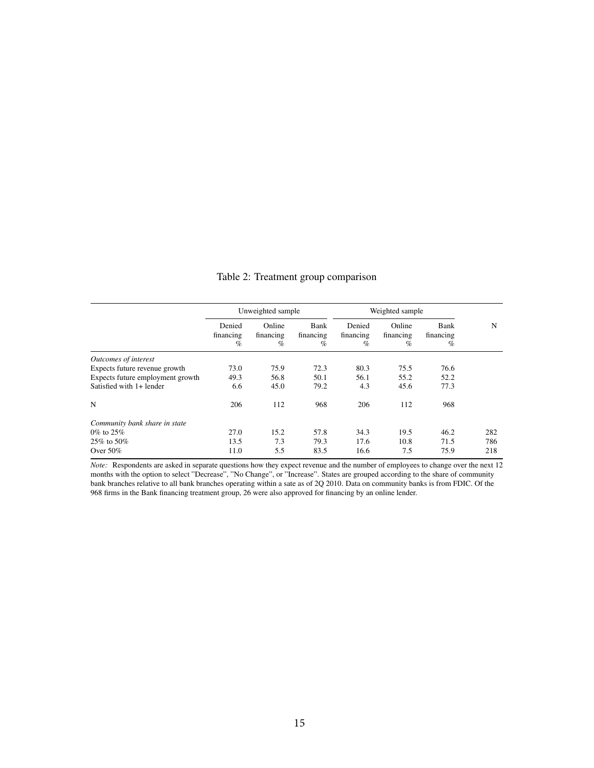Table 2: Treatment group comparison

| | Unweighted sample | | | Weighted sample | | | N |
|---|---|---|---|---|---|---|---|
| | Denied financing % | Online financing % | Bank financing % | Denied financing % | Online financing % | Bank financing % | |
| *Outcomes of interest* | | | | | | | |
| Expects future revenue growth | 73.0 | 75.9 | 72.3 | 80.3 | 75.5 | 76.6 | |
| Expects future employment growth | 49.3 | 56.8 | 50.1 | 56.1 | 55.2 | 52.2 | |
| Satisfied with 1+ lender | 6.6 | 45.0 | 79.2 | 4.3 | 45.6 | 77.3 | |
| N | 206 | 112 | 968 | 206 | 112 | 968 | |
| *Community bank share in state* | | | | | | | |
| 0% to 25% | 27.0 | 15.2 | 57.8 | 34.3 | 19.5 | 46.2 | 282 |
| 25% to 50% | 13.5 | 7.3 | 79.3 | 17.6 | 10.8 | 71.5 | 786 |
| Over 50% | 11.0 | 5.5 | 83.5 | 16.6 | 7.5 | 75.9 | 218 |

*Note:* Respondents are asked in separate questions how they expect revenue and the number of employees to change over the next 12 months with the option to select "Decrease", "No Change", or "Increase". States are grouped according to the share of community bank branches relative to all bank branches operating within a sate as of 2Q 2010. Data on community banks is from FDIC. Of the 968 firms in the Bank financing treatment group, 26 were also approved for financing by an online lender.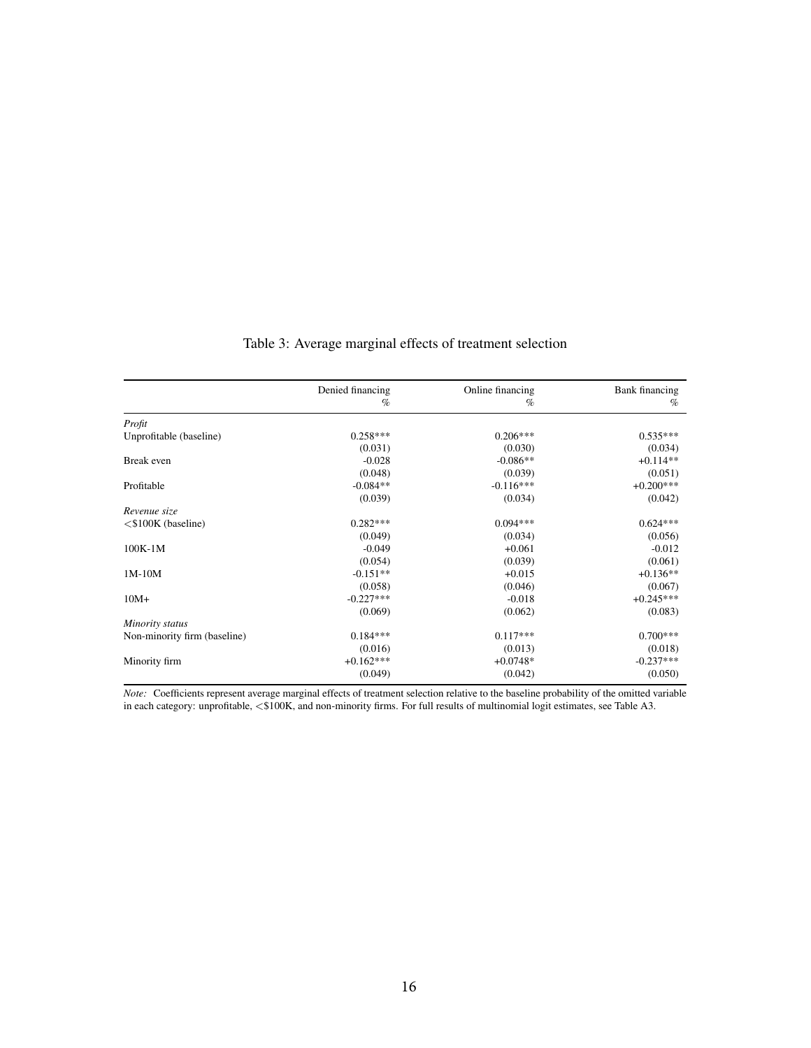Table 3: Average marginal effects of treatment selection

| | Denied financing<br>% | Online financing<br>% | Bank financing<br>% |
|---|---|---|---|
| *Profit* | | | |
| Unprofitable (baseline) | 0.258*** | 0.206*** | 0.535*** |
| | (0.031) | (0.030) | (0.034) |
| Break even | -0.028 | -0.086** | +0.114** |
| | (0.048) | (0.039) | (0.051) |
| Profitable | -0.084** | -0.116*** | +0.200*** |
| | (0.039) | (0.034) | (0.042) |
| *Revenue size* | | | |
| <$100K (baseline) | 0.282*** | 0.094*** | 0.624*** |
| | (0.049) | (0.034) | (0.056) |
| 100K-1M | -0.049 | +0.061 | -0.012 |
| | (0.054) | (0.039) | (0.061) |
| 1M-10M | -0.151** | +0.015 | +0.136** |
| | (0.058) | (0.046) | (0.067) |
| 10M+ | -0.227*** | -0.018 | +0.245*** |
| | (0.069) | (0.062) | (0.083) |
| *Minority status* | | | |
| Non-minority firm (baseline) | 0.184*** | 0.117*** | 0.700*** |
| | (0.016) | (0.013) | (0.018) |
| Minority firm | +0.162*** | +0.0748* | -0.237*** |
| | (0.049) | (0.042) | (0.050) |

*Note:* Coefficients represent average marginal effects of treatment selection relative to the baseline probability of the omitted variable in each category: unprofitable, <$100K, and non-minority firms. For full results of multinomial logit estimates, see Table A3.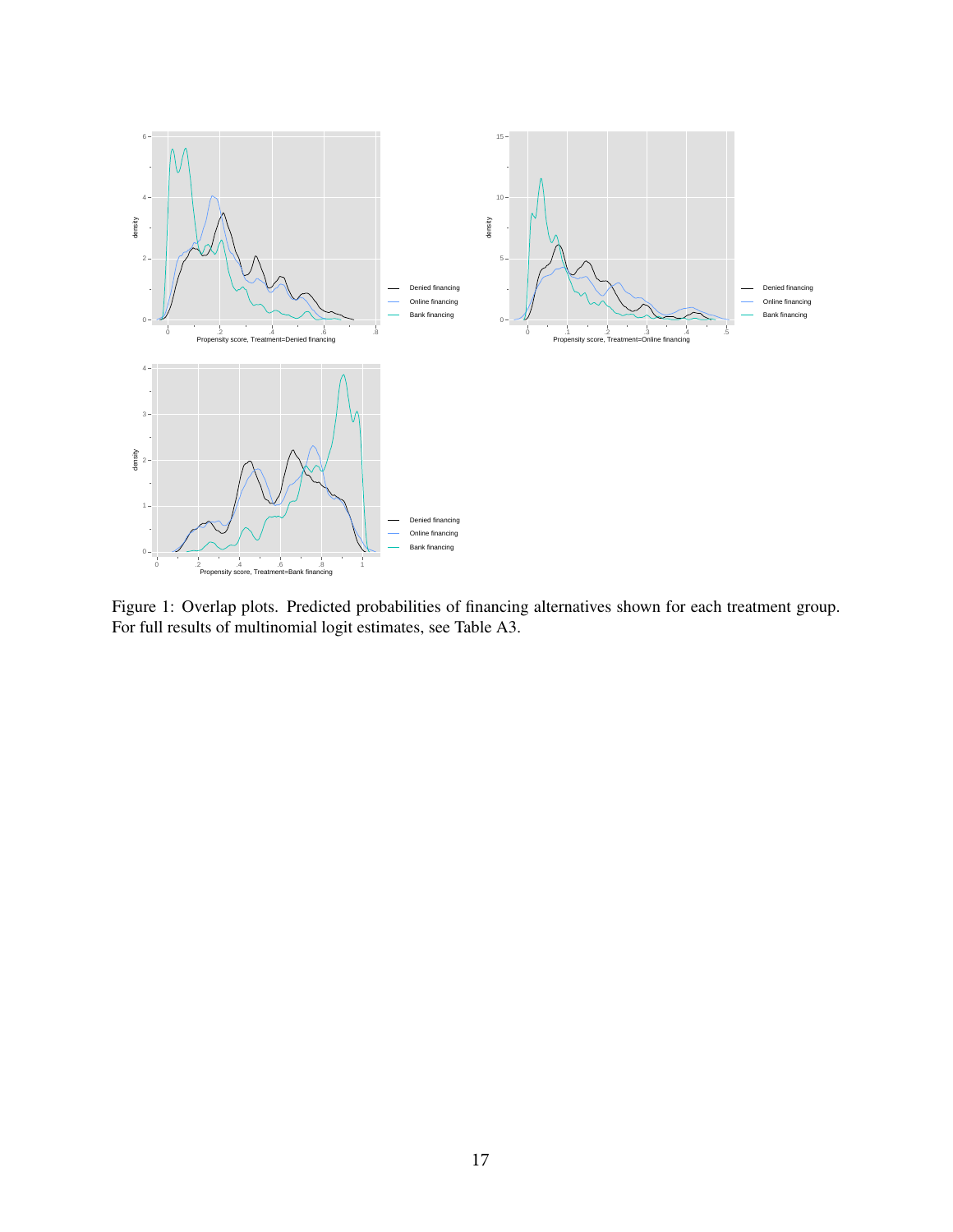Figure 1: Overlap plots. Predicted probabilities of financing alternatives shown for each treatment group. For full results of multinomial logit estimates, see Table A3.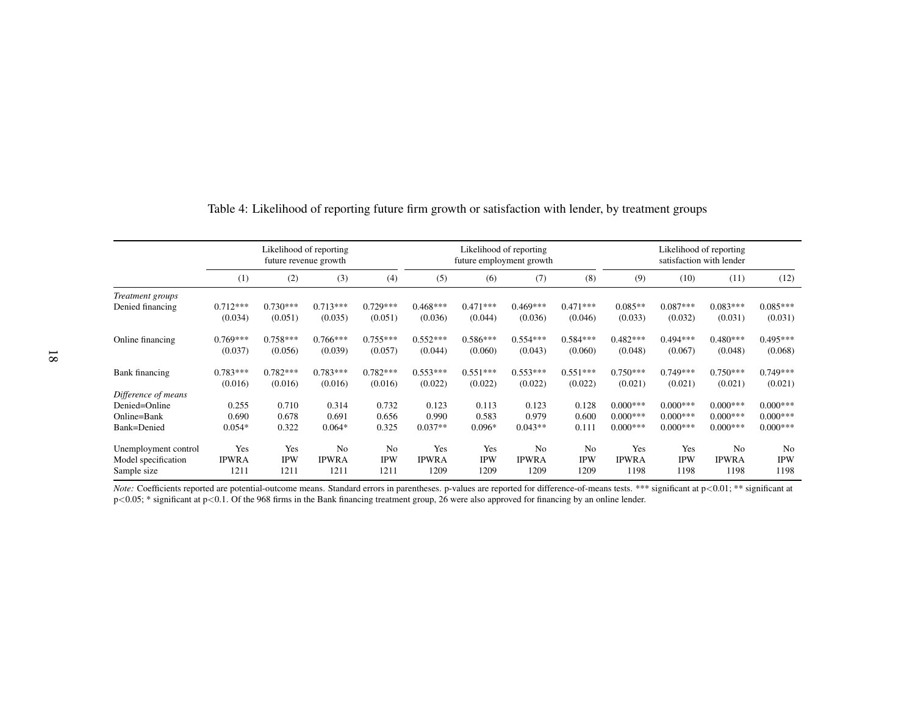Table 4: Likelihood of reporting future firm growth or satisfaction with lender, by treatment groups

| | Likelihood of reporting future revenue growth | | | | Likelihood of reporting future employment growth | | | | Likelihood of reporting satisfaction with lender | | | |
|---|---|---|---|---|---|---|---|---|---|---|---|---|
| | (1) | (2) | (3) | (4) | (5) | (6) | (7) | (8) | (9) | (10) | (11) | (12) |
| *Treatment groups* | | | | | | | | | | | | |
| Denied financing | 0.712*** | 0.730*** | 0.713*** | 0.729*** | 0.468*** | 0.471*** | 0.469*** | 0.471*** | 0.085** | 0.087*** | 0.083*** | 0.085*** |
| | (0.034) | (0.051) | (0.035) | (0.051) | (0.036) | (0.044) | (0.036) | (0.046) | (0.033) | (0.032) | (0.031) | (0.031) |
| Online financing | 0.769*** | 0.758*** | 0.766*** | 0.755*** | 0.552*** | 0.586*** | 0.554*** | 0.584*** | 0.482*** | 0.494*** | 0.480*** | 0.495*** |
| | (0.037) | (0.056) | (0.039) | (0.057) | (0.044) | (0.060) | (0.043) | (0.060) | (0.048) | (0.067) | (0.048) | (0.068) |
| Bank financing | 0.783*** | 0.782*** | 0.783*** | 0.782*** | 0.553*** | 0.551*** | 0.553*** | 0.551*** | 0.750*** | 0.749*** | 0.750*** | 0.749*** |
| | (0.016) | (0.016) | (0.016) | (0.016) | (0.022) | (0.022) | (0.022) | (0.022) | (0.021) | (0.021) | (0.021) | (0.021) |
| *Difference of means* | | | | | | | | | | | | |
| Denied=Online | 0.255 | 0.710 | 0.314 | 0.732 | 0.123 | 0.113 | 0.123 | 0.128 | 0.000*** | 0.000*** | 0.000*** | 0.000*** |
| Online=Bank | 0.690 | 0.678 | 0.691 | 0.656 | 0.990 | 0.583 | 0.979 | 0.600 | 0.000*** | 0.000*** | 0.000*** | 0.000*** |
| Bank=Denied | 0.054* | 0.322 | 0.064* | 0.325 | 0.037** | 0.096* | 0.043** | 0.111 | 0.000*** | 0.000*** | 0.000*** | 0.000*** |
| Unemployment control | Yes | Yes | No | No | Yes | Yes | No | No | Yes | Yes | No | No |
| Model specification | IPWRA | IPW | IPWRA | IPW | IPWRA | IPW | IPWRA | IPW | IPWRA | IPW | IPWRA | IPW |
| Sample size | 1211 | 1211 | 1211 | 1211 | 1209 | 1209 | 1209 | 1209 | 1198 | 1198 | 1198 | 1198 |

*Note:* Coefficients reported are potential-outcome means. Standard errors in parentheses. p-values are reported for difference-of-means tests. *** significant at $p<0.01$; ** significant at $p<0.05$; * significant at $p<0.1$. Of the 968 firms in the Bank financing treatment group, 26 were also approved for financing by an online lender.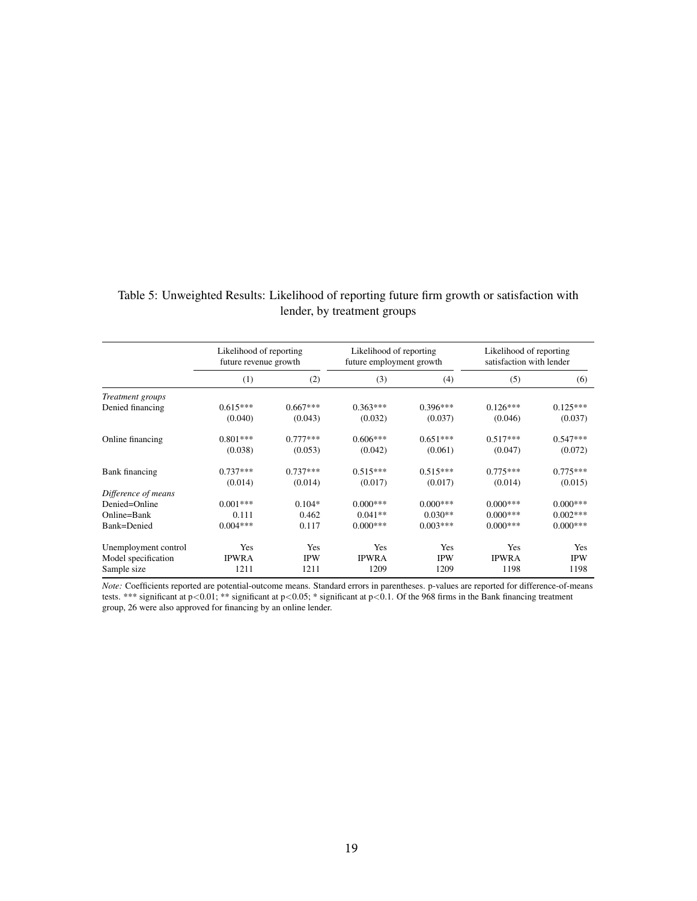Table 5: Unweighted Results: Likelihood of reporting future firm growth or satisfaction with lender, by treatment groups

| | Likelihood of reporting future revenue growth | | Likelihood of reporting future employment growth | | Likelihood of reporting satisfaction with lender | |
|---|---|---|---|---|---|---|
| | (1) | (2) | (3) | (4) | (5) | (6) |
| *Treatment groups* | | | | | | |
| Denied financing | 0.615*** | 0.667*** | 0.363*** | 0.396*** | 0.126*** | 0.125*** |
| | (0.040) | (0.043) | (0.032) | (0.037) | (0.046) | (0.037) |
| Online financing | 0.801*** | 0.777*** | 0.606*** | 0.651*** | 0.517*** | 0.547*** |
| | (0.038) | (0.053) | (0.042) | (0.061) | (0.047) | (0.072) |
| Bank financing | 0.737*** | 0.737*** | 0.515*** | 0.515*** | 0.775*** | 0.775*** |
| | (0.014) | (0.014) | (0.017) | (0.017) | (0.014) | (0.015) |
| *Difference of means* | | | | | | |
| Denied=Online | 0.001*** | 0.104* | 0.000*** | 0.000*** | 0.000*** | 0.000*** |
| Online=Bank | 0.111 | 0.462 | 0.041** | 0.030** | 0.000*** | 0.002*** |
| Bank=Denied | 0.004*** | 0.117 | 0.000*** | 0.003*** | 0.000*** | 0.000*** |
| Unemployment control | Yes | Yes | Yes | Yes | Yes | Yes |
| Model specification | IPWRA | IPW | IPWRA | IPW | IPWRA | IPW |
| Sample size | 1211 | 1211 | 1209 | 1209 | 1198 | 1198 |

*Note:* Coefficients reported are potential-outcome means. Standard errors in parentheses. p-values are reported for difference-of-means tests. *** significant at $p<0.01$; ** significant at $p<0.05$; * significant at $p<0.1$. Of the 968 firms in the Bank financing treatment group, 26 were also approved for financing by an online lender.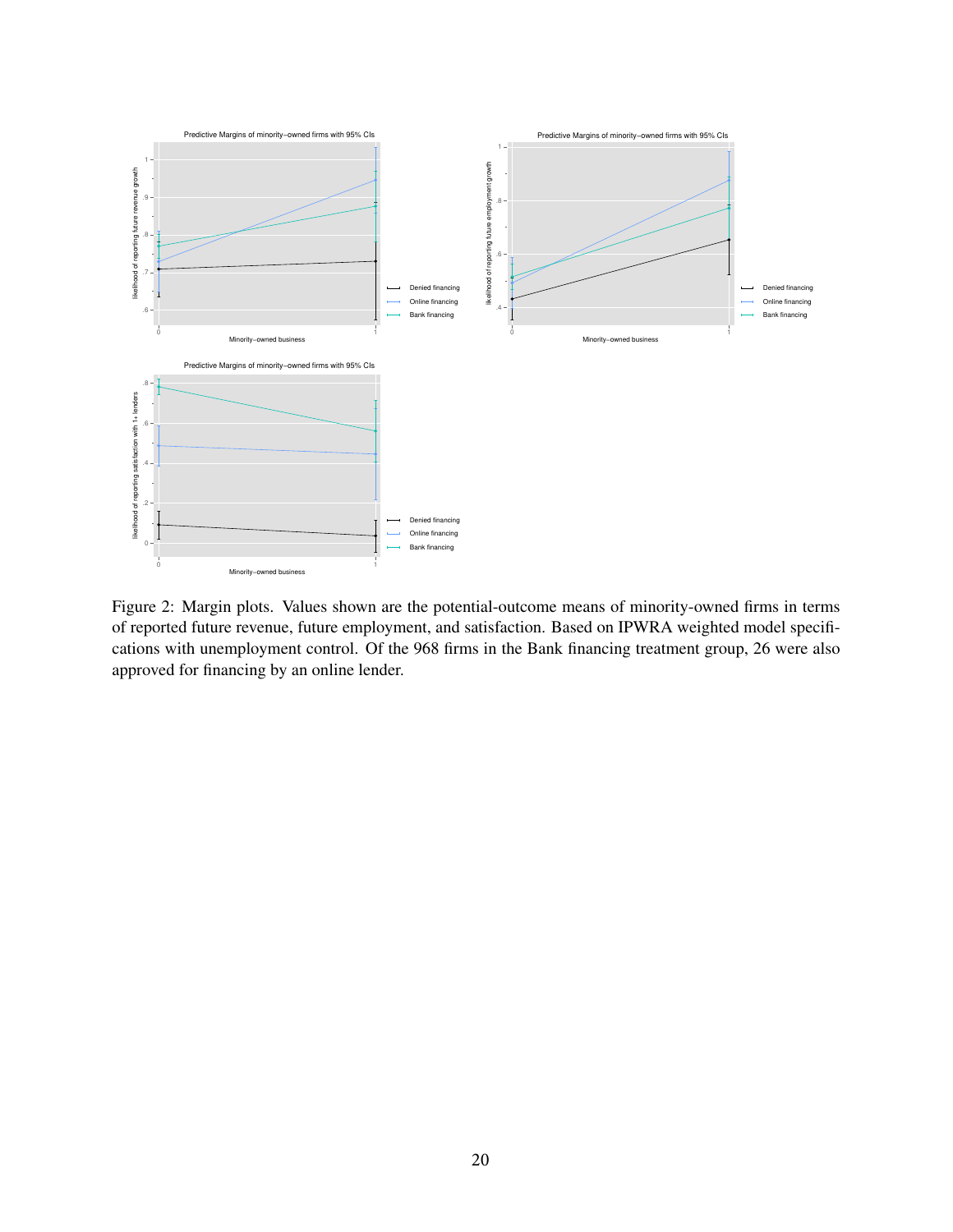Figure 2: Margin plots. Values shown are the potential-outcome means of minority-owned firms in terms of reported future revenue, future employment, and satisfaction. Based on IPWRA weighted model specifications with unemployment control. Of the 968 firms in the Bank financing treatment group, 26 were also approved for financing by an online lender.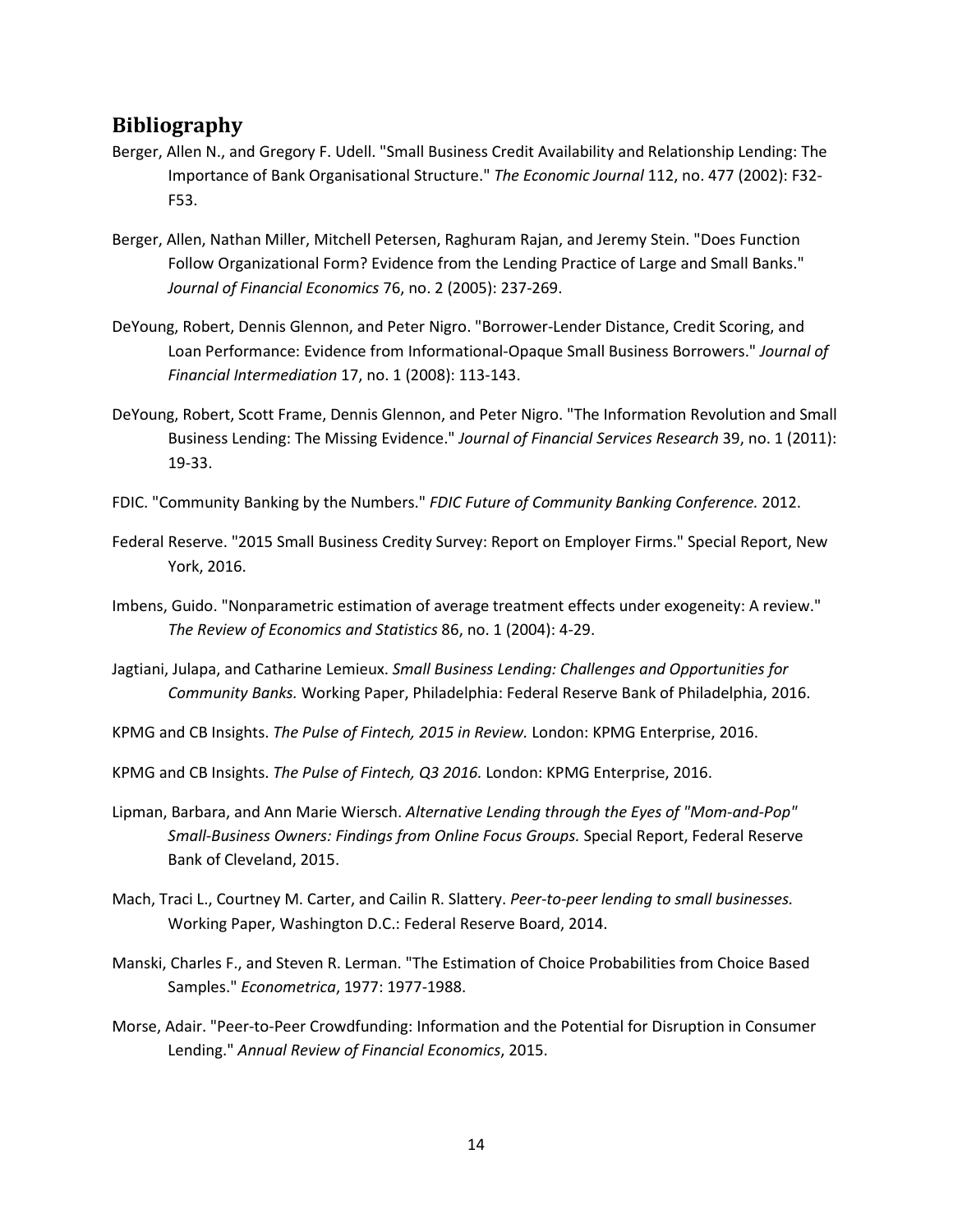## Bibliography

Berger, Allen N., and Gregory F. Udell. "Small Business Credit Availability and Relationship Lending: The Importance of Bank Organisational Structure." *The Economic Journal* 112, no. 477 (2002): F32-F53.

Berger, Allen, Nathan Miller, Mitchell Petersen, Raghuram Rajan, and Jeremy Stein. "Does Function Follow Organizational Form? Evidence from the Lending Practice of Large and Small Banks." *Journal of Financial Economics* 76, no. 2 (2005): 237-269.

DeYoung, Robert, Dennis Glennon, and Peter Nigro. "Borrower-Lender Distance, Credit Scoring, and Loan Performance: Evidence from Informational-Opaque Small Business Borrowers." *Journal of Financial Intermediation* 17, no. 1 (2008): 113-143.

DeYoung, Robert, Scott Frame, Dennis Glennon, and Peter Nigro. "The Information Revolution and Small Business Lending: The Missing Evidence." *Journal of Financial Services Research* 39, no. 1 (2011): 19-33.

FDIC. "Community Banking by the Numbers." *FDIC Future of Community Banking Conference.* 2012.

Federal Reserve. "2015 Small Business Credity Survey: Report on Employer Firms." Special Report, New York, 2016.

Imbens, Guido. "Nonparametric estimation of average treatment effects under exogeneity: A review." *The Review of Economics and Statistics* 86, no. 1 (2004): 4-29.

Jagtiani, Julapa, and Catharine Lemieux. *Small Business Lending: Challenges and Opportunities for Community Banks.* Working Paper, Philadelphia: Federal Reserve Bank of Philadelphia, 2016.

KPMG and CB Insights. *The Pulse of Fintech, 2015 in Review.* London: KPMG Enterprise, 2016.

KPMG and CB Insights. *The Pulse of Fintech, Q3 2016.* London: KPMG Enterprise, 2016.

Lipman, Barbara, and Ann Marie Wiersch. *Alternative Lending through the Eyes of "Mom-and-Pop" Small-Business Owners: Findings from Online Focus Groups.* Special Report, Federal Reserve Bank of Cleveland, 2015.

Mach, Traci L., Courtney M. Carter, and Cailin R. Slattery. *Peer-to-peer lending to small businesses.* Working Paper, Washington D.C.: Federal Reserve Board, 2014.

Manski, Charles F., and Steven R. Lerman. "The Estimation of Choice Probabilities from Choice Based Samples." *Econometrica*, 1977: 1977-1988.

Morse, Adair. "Peer-to-Peer Crowdfunding: Information and the Potential for Disruption in Consumer Lending." *Annual Review of Financial Economics*, 2015.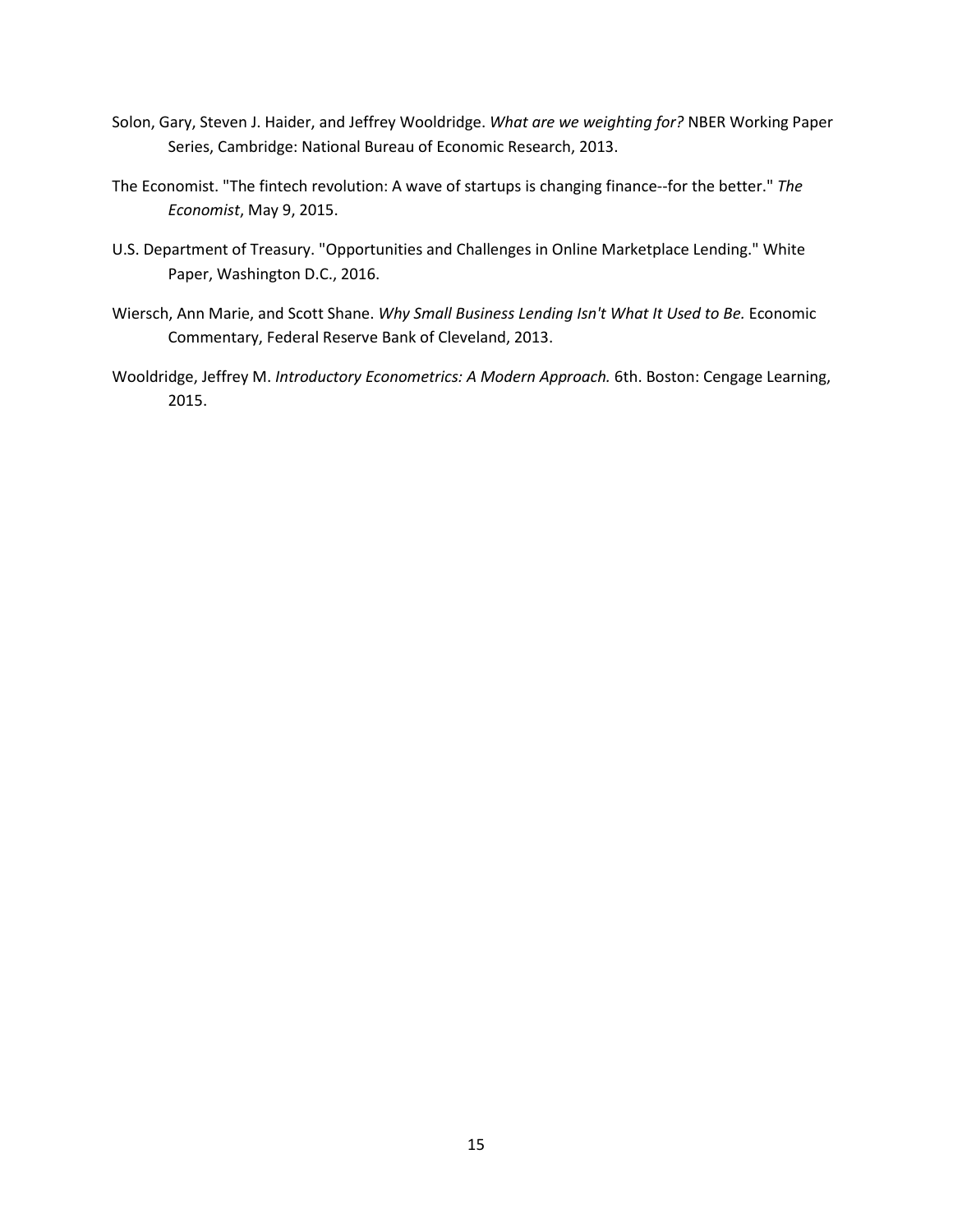Solon, Gary, Steven J. Haider, and Jeffrey Wooldridge. *What are we weighting for?* NBER Working Paper Series, Cambridge: National Bureau of Economic Research, 2013.

The Economist. "The fintech revolution: A wave of startups is changing finance--for the better." *The Economist*, May 9, 2015.

U.S. Department of Treasury. "Opportunities and Challenges in Online Marketplace Lending." White Paper, Washington D.C., 2016.

Wiersch, Ann Marie, and Scott Shane. *Why Small Business Lending Isn't What It Used to Be.* Economic Commentary, Federal Reserve Bank of Cleveland, 2013.

Wooldridge, Jeffrey M. *Introductory Econometrics: A Modern Approach.* 6th. Boston: Cengage Learning, 2015.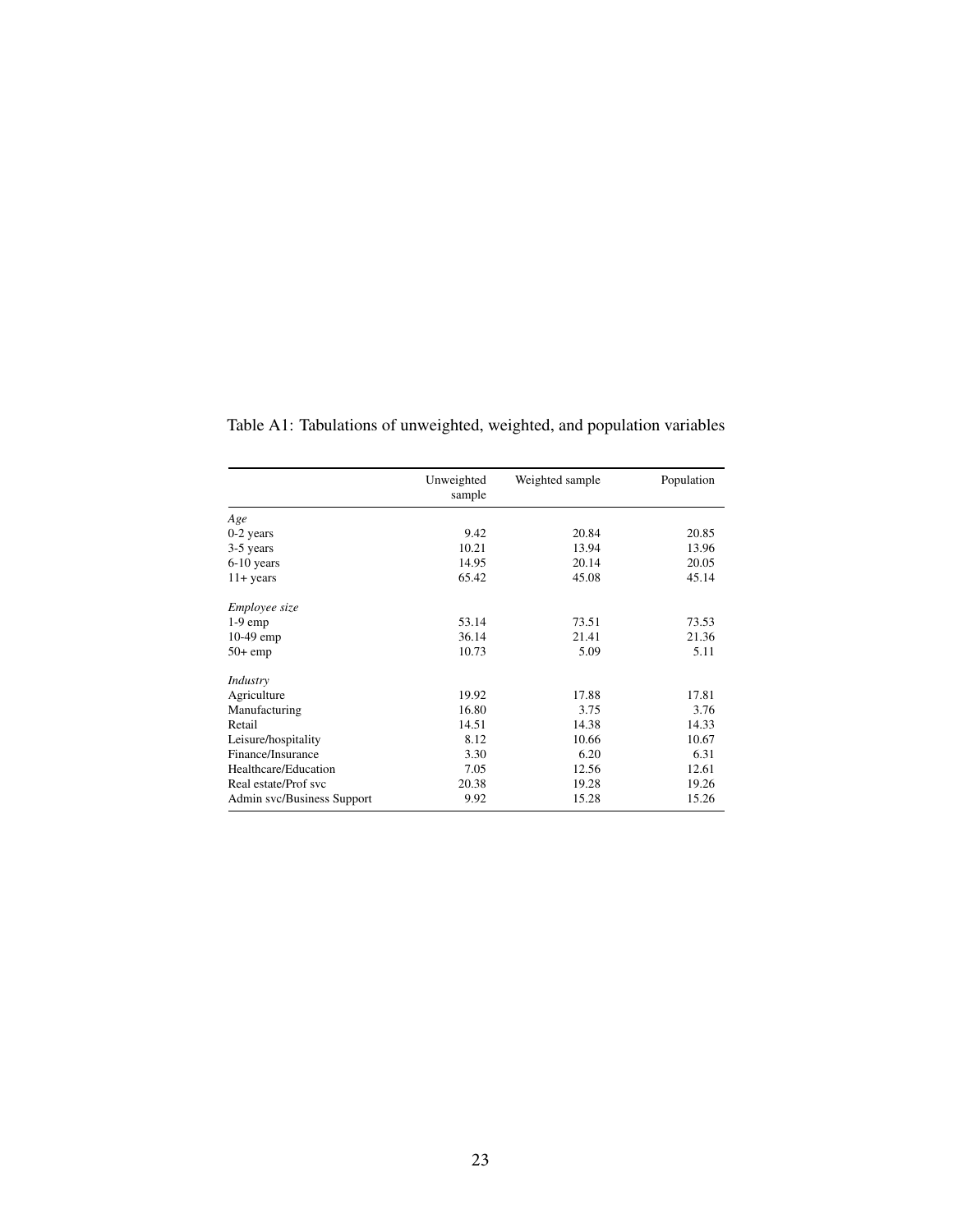Table A1: Tabulations of unweighted, weighted, and population variables

| | Unweighted sample | Weighted sample | Population |
|---|---|---|---|
| *Age* | | | |
| 0-2 years | 9.42 | 20.84 | 20.85 |
| 3-5 years | 10.21 | 13.94 | 13.96 |
| 6-10 years | 14.95 | 20.14 | 20.05 |
| 11+ years | 65.42 | 45.08 | 45.14 |
| *Employee size* | | | |
| 1-9 emp | 53.14 | 73.51 | 73.53 |
| 10-49 emp | 36.14 | 21.41 | 21.36 |
| 50+ emp | 10.73 | 5.09 | 5.11 |
| *Industry* | | | |
| Agriculture | 19.92 | 17.88 | 17.81 |
| Manufacturing | 16.80 | 3.75 | 3.76 |
| Retail | 14.51 | 14.38 | 14.33 |
| Leisure/hospitality | 8.12 | 10.66 | 10.67 |
| Finance/Insurance | 3.30 | 6.20 | 6.31 |
| Healthcare/Education | 7.05 | 12.56 | 12.61 |
| Real estate/Prof svc | 20.38 | 19.28 | 19.26 |
| Admin svc/Business Support | 9.92 | 15.28 | 15.26 |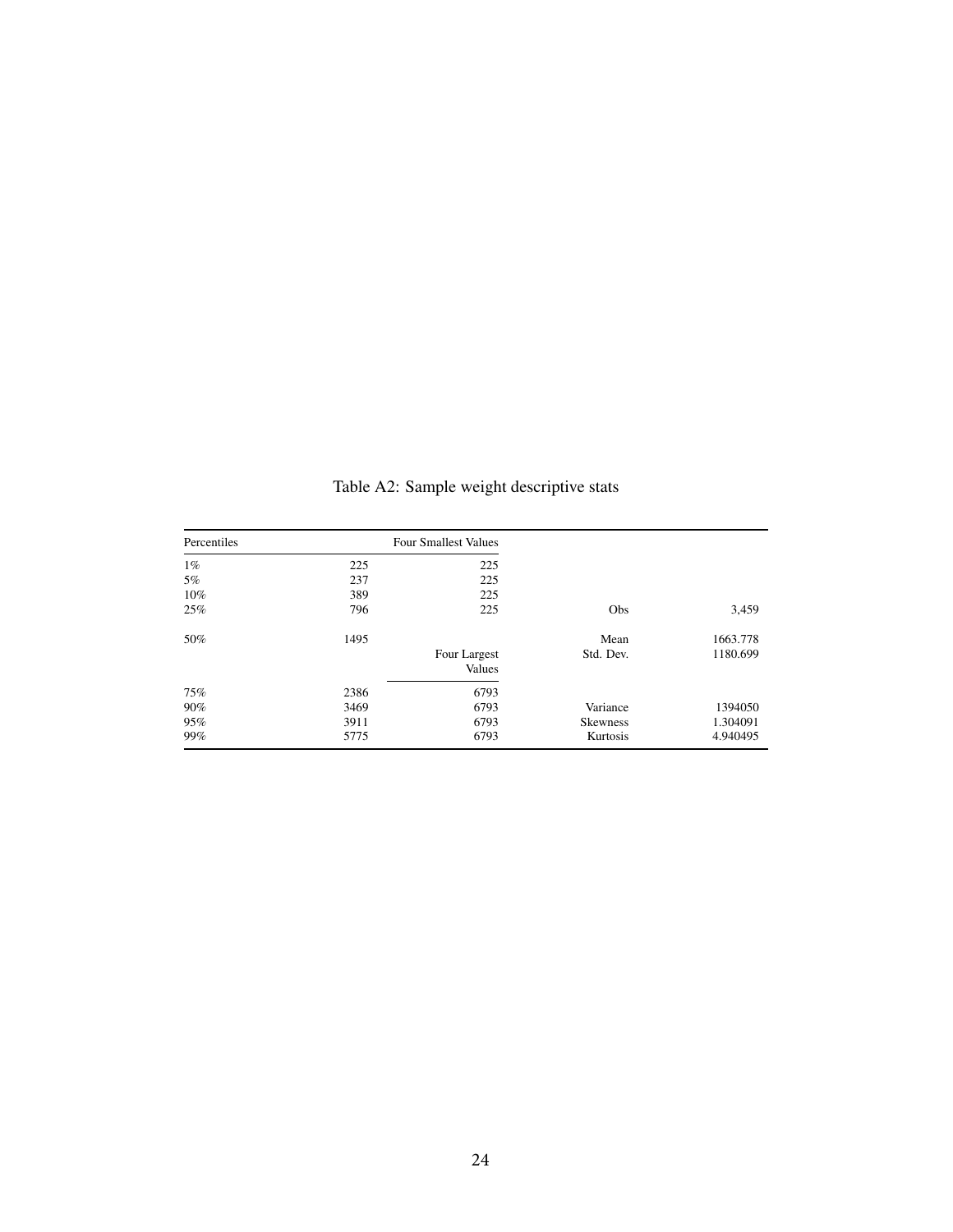Table A2: Sample weight descriptive stats

| Percentiles | | Four Smallest Values | | |
|---|---|---|---|---|
| 1% | 225 | 225 | | |
| 5% | 237 | 225 | | |
| 10% | 389 | 225 | | |
| 25% | 796 | 225 | Obs | 3,459 |
| 50% | 1495 | | Mean | 1663.778 |
| | | Four Largest Values | Std. Dev. | 1180.699 |
| 75% | 2386 | 6793 | | |
| 90% | 3469 | 6793 | Variance | 1394050 |
| 95% | 3911 | 6793 | Skewness | 1.304091 |
| 99% | 5775 | 6793 | Kurtosis | 4.940495 |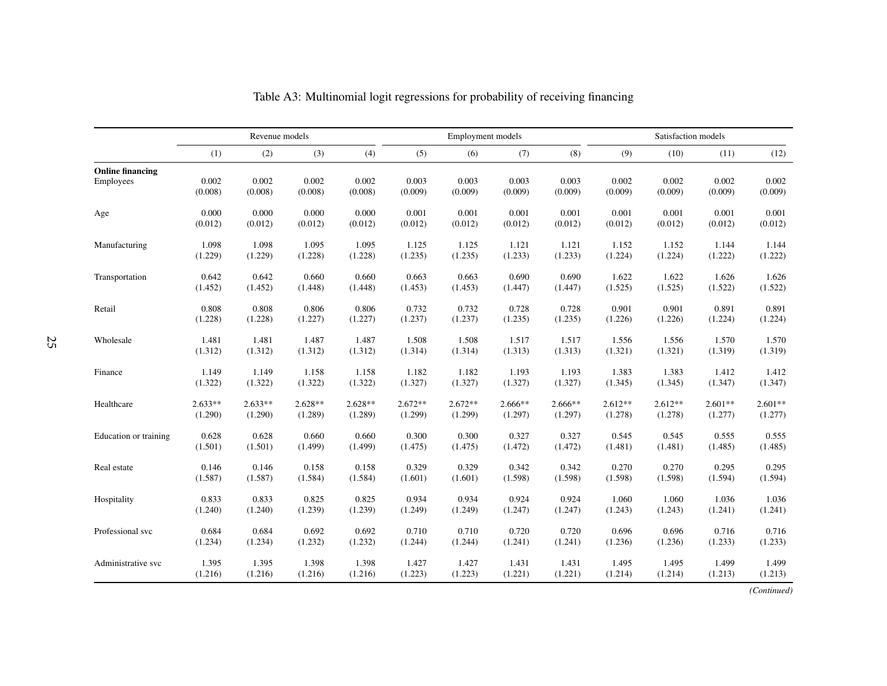# Table A3: Multinomial logit regressions for probability of receiving financing

| | Revenue models | | | | Employment models | | | | Satisfaction models | | | |
|---|---|---|---|---|---|---|---|---|---|---|---|---|
| | (1) | (2) | (3) | (4) | (5) | (6) | (7) | (8) | (9) | (10) | (11) | (12) |
| **Online financing** | | | | | | | | | | | | |
| Employees | 0.002 | 0.002 | 0.002 | 0.002 | 0.003 | 0.003 | 0.003 | 0.003 | 0.002 | 0.002 | 0.002 | 0.002 |
| | (0.008) | (0.008) | (0.008) | (0.008) | (0.009) | (0.009) | (0.009) | (0.009) | (0.009) | (0.009) | (0.009) | (0.009) |
| Age | 0.000 | 0.000 | 0.000 | 0.000 | 0.001 | 0.001 | 0.001 | 0.001 | 0.001 | 0.001 | 0.001 | 0.001 |
| | (0.012) | (0.012) | (0.012) | (0.012) | (0.012) | (0.012) | (0.012) | (0.012) | (0.012) | (0.012) | (0.012) | (0.012) |
| Manufacturing | 1.098 | 1.098 | 1.095 | 1.095 | 1.125 | 1.125 | 1.121 | 1.121 | 1.152 | 1.152 | 1.144 | 1.144 |
| | (1.229) | (1.229) | (1.228) | (1.228) | (1.235) | (1.235) | (1.233) | (1.233) | (1.224) | (1.224) | (1.222) | (1.222) |
| Transportation | 0.642 | 0.642 | 0.660 | 0.660 | 0.663 | 0.663 | 0.690 | 0.690 | 1.622 | 1.622 | 1.626 | 1.626 |
| | (1.452) | (1.452) | (1.448) | (1.448) | (1.453) | (1.453) | (1.447) | (1.447) | (1.525) | (1.525) | (1.522) | (1.522) |
| Retail | 0.808 | 0.808 | 0.806 | 0.806 | 0.732 | 0.732 | 0.728 | 0.728 | 0.901 | 0.901 | 0.891 | 0.891 |
| | (1.228) | (1.228) | (1.227) | (1.227) | (1.237) | (1.237) | (1.235) | (1.235) | (1.226) | (1.226) | (1.224) | (1.224) |
| Wholesale | 1.481 | 1.481 | 1.487 | 1.487 | 1.508 | 1.508 | 1.517 | 1.517 | 1.556 | 1.556 | 1.570 | 1.570 |
| | (1.312) | (1.312) | (1.312) | (1.312) | (1.314) | (1.314) | (1.313) | (1.313) | (1.321) | (1.321) | (1.319) | (1.319) |
| Finance | 1.149 | 1.149 | 1.158 | 1.158 | 1.182 | 1.182 | 1.193 | 1.193 | 1.383 | 1.383 | 1.412 | 1.412 |
| | (1.322) | (1.322) | (1.322) | (1.322) | (1.327) | (1.327) | (1.327) | (1.327) | (1.345) | (1.345) | (1.347) | (1.347) |
| Healthcare | 2.633** | 2.633** | 2.628** | 2.628** | 2.672** | 2.672** | 2.666** | 2.666** | 2.612** | 2.612** | 2.601** | 2.601** |
| | (1.290) | (1.290) | (1.289) | (1.289) | (1.299) | (1.299) | (1.297) | (1.297) | (1.278) | (1.278) | (1.277) | (1.277) |
| Education or training | 0.628 | 0.628 | 0.660 | 0.660 | 0.300 | 0.300 | 0.327 | 0.327 | 0.545 | 0.545 | 0.555 | 0.555 |
| | (1.501) | (1.501) | (1.499) | (1.499) | (1.475) | (1.475) | (1.472) | (1.472) | (1.481) | (1.481) | (1.485) | (1.485) |
| Real estate | 0.146 | 0.146 | 0.158 | 0.158 | 0.329 | 0.329 | 0.342 | 0.342 | 0.270 | 0.270 | 0.295 | 0.295 |
| | (1.587) | (1.587) | (1.584) | (1.584) | (1.601) | (1.601) | (1.598) | (1.598) | (1.598) | (1.598) | (1.594) | (1.594) |
| Hospitality | 0.833 | 0.833 | 0.825 | 0.825 | 0.934 | 0.934 | 0.924 | 0.924 | 1.060 | 1.060 | 1.036 | 1.036 |
| | (1.240) | (1.240) | (1.239) | (1.239) | (1.249) | (1.249) | (1.247) | (1.247) | (1.243) | (1.243) | (1.241) | (1.241) |
| Professional svc | 0.684 | 0.684 | 0.692 | 0.692 | 0.710 | 0.710 | 0.720 | 0.720 | 0.696 | 0.696 | 0.716 | 0.716 |
| | (1.234) | (1.234) | (1.232) | (1.232) | (1.244) | (1.244) | (1.241) | (1.241) | (1.236) | (1.236) | (1.233) | (1.233) |
| Administrative svc | 1.395 | 1.395 | 1.398 | 1.398 | 1.427 | 1.427 | 1.431 | 1.431 | 1.495 | 1.495 | 1.499 | 1.499 |
| | (1.216) | (1.216) | (1.216) | (1.216) | (1.223) | (1.223) | (1.221) | (1.221) | (1.214) | (1.214) | (1.213) | (1.213) |

*(Continued)*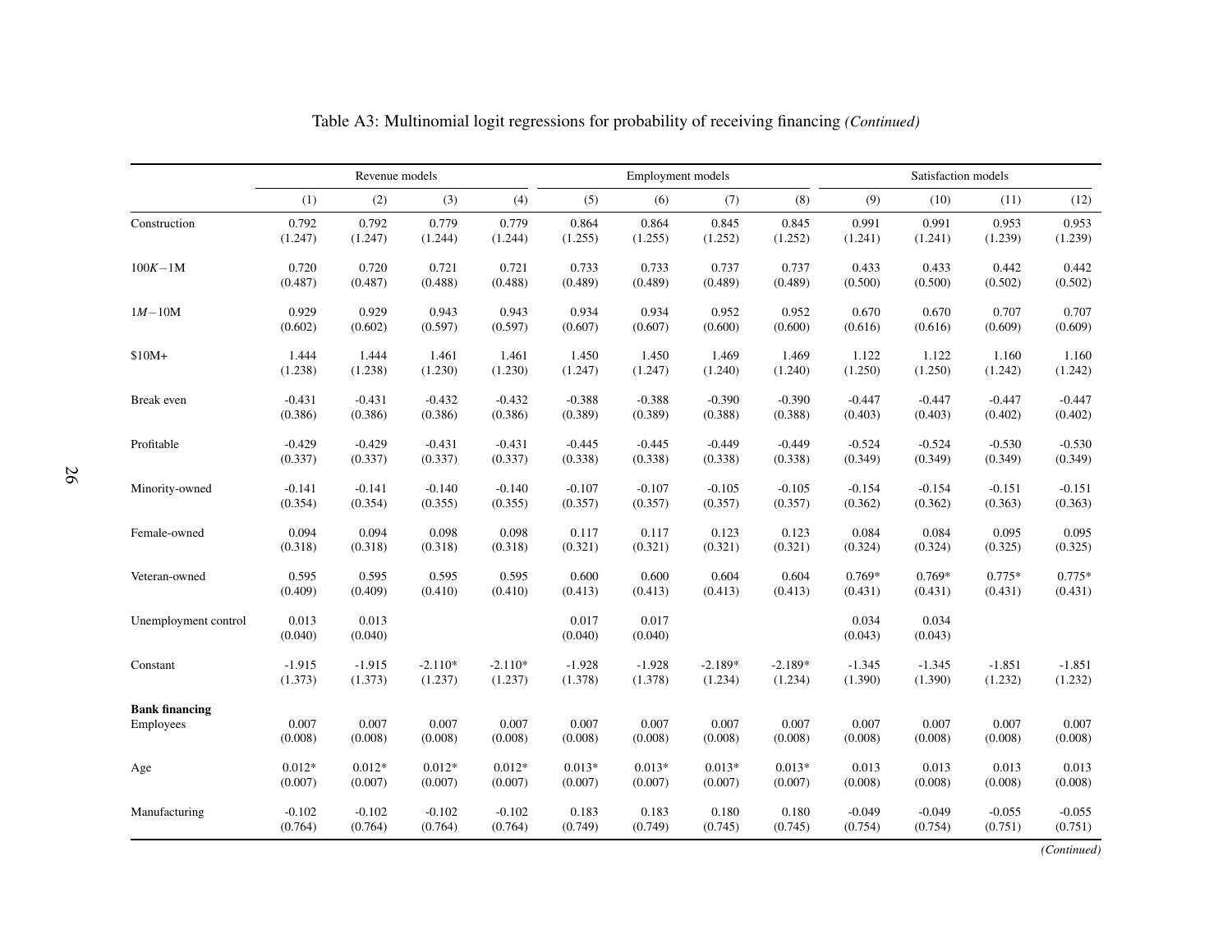Table A3: Multinomial logit regressions for probability of receiving financing *(Continued)*

| | Revenue models | | | | Employment models | | | | Satisfaction models | | | |
|---|---|---|---|---|---|---|---|---|---|---|---|---|
| | (1) | (2) | (3) | (4) | (5) | (6) | (7) | (8) | (9) | (10) | (11) | (12) |
| Construction | 0.792 | 0.792 | 0.779 | 0.779 | 0.864 | 0.864 | 0.845 | 0.845 | 0.991 | 0.991 | 0.953 | 0.953 |
| | (1.247) | (1.247) | (1.244) | (1.244) | (1.255) | (1.255) | (1.252) | (1.252) | (1.241) | (1.241) | (1.239) | (1.239) |
| $100K-1M$ | 0.720 | 0.720 | 0.721 | 0.721 | 0.733 | 0.733 | 0.737 | 0.737 | 0.433 | 0.433 | 0.442 | 0.442 |
| | (0.487) | (0.487) | (0.488) | (0.488) | (0.489) | (0.489) | (0.489) | (0.489) | (0.500) | (0.500) | (0.502) | (0.502) |
| $1M-10M$ | 0.929 | 0.929 | 0.943 | 0.943 | 0.934 | 0.934 | 0.952 | 0.952 | 0.670 | 0.670 | 0.707 | 0.707 |
| | (0.602) | (0.602) | (0.597) | (0.597) | (0.607) | (0.607) | (0.600) | (0.600) | (0.616) | (0.616) | (0.609) | (0.609) |
| $10M+ | 1.444 | 1.444 | 1.461 | 1.461 | 1.450 | 1.450 | 1.469 | 1.469 | 1.122 | 1.122 | 1.160 | 1.160 |
| | (1.238) | (1.238) | (1.230) | (1.230) | (1.247) | (1.247) | (1.240) | (1.240) | (1.250) | (1.250) | (1.242) | (1.242) |
| Break even | -0.431 | -0.431 | -0.432 | -0.432 | -0.388 | -0.388 | -0.390 | -0.390 | -0.447 | -0.447 | -0.447 | -0.447 |
| | (0.386) | (0.386) | (0.386) | (0.386) | (0.389) | (0.389) | (0.388) | (0.388) | (0.403) | (0.403) | (0.402) | (0.402) |
| Profitable | -0.429 | -0.429 | -0.431 | -0.431 | -0.445 | -0.445 | -0.449 | -0.449 | -0.524 | -0.524 | -0.530 | -0.530 |
| | (0.337) | (0.337) | (0.337) | (0.337) | (0.338) | (0.338) | (0.338) | (0.338) | (0.349) | (0.349) | (0.349) | (0.349) |
| Minority-owned | -0.141 | -0.141 | -0.140 | -0.140 | -0.107 | -0.107 | -0.105 | -0.105 | -0.154 | -0.154 | -0.151 | -0.151 |
| | (0.354) | (0.354) | (0.355) | (0.355) | (0.357) | (0.357) | (0.357) | (0.357) | (0.362) | (0.362) | (0.363) | (0.363) |
| Female-owned | 0.094 | 0.094 | 0.098 | 0.098 | 0.117 | 0.117 | 0.123 | 0.123 | 0.084 | 0.084 | 0.095 | 0.095 |
| | (0.318) | (0.318) | (0.318) | (0.318) | (0.321) | (0.321) | (0.321) | (0.321) | (0.324) | (0.324) | (0.325) | (0.325) |
| Veteran-owned | 0.595 | 0.595 | 0.595 | 0.595 | 0.600 | 0.600 | 0.604 | 0.604 | 0.769* | 0.769* | 0.775* | 0.775* |
| | (0.409) | (0.409) | (0.410) | (0.410) | (0.413) | (0.413) | (0.413) | (0.413) | (0.431) | (0.431) | (0.431) | (0.431) |
| Unemployment control | 0.013 | 0.013 | | | 0.017 | 0.017 | | | 0.034 | 0.034 | | |
| | (0.040) | (0.040) | | | (0.040) | (0.040) | | | (0.043) | (0.043) | | |
| Constant | -1.915 | -1.915 | -2.110* | -2.110* | -1.928 | -1.928 | -2.189* | -2.189* | -1.345 | -1.345 | -1.851 | -1.851 |
| | (1.373) | (1.373) | (1.237) | (1.237) | (1.378) | (1.378) | (1.234) | (1.234) | (1.390) | (1.390) | (1.232) | (1.232) |
| **Bank financing** | | | | | | | | | | | | |
| Employees | 0.007 | 0.007 | 0.007 | 0.007 | 0.007 | 0.007 | 0.007 | 0.007 | 0.007 | 0.007 | 0.007 | 0.007 |
| | (0.008) | (0.008) | (0.008) | (0.008) | (0.008) | (0.008) | (0.008) | (0.008) | (0.008) | (0.008) | (0.008) | (0.008) |
| Age | 0.012* | 0.012* | 0.012* | 0.012* | 0.013* | 0.013* | 0.013* | 0.013* | 0.013 | 0.013 | 0.013 | 0.013 |
| | (0.007) | (0.007) | (0.007) | (0.007) | (0.007) | (0.007) | (0.007) | (0.007) | (0.008) | (0.008) | (0.008) | (0.008) |
| Manufacturing | -0.102 | -0.102 | -0.102 | -0.102 | 0.183 | 0.183 | 0.180 | 0.180 | -0.049 | -0.049 | -0.055 | -0.055 |
| | (0.764) | (0.764) | (0.764) | (0.764) | (0.749) | (0.749) | (0.745) | (0.745) | (0.754) | (0.754) | (0.751) | (0.751) |

*(Continued)*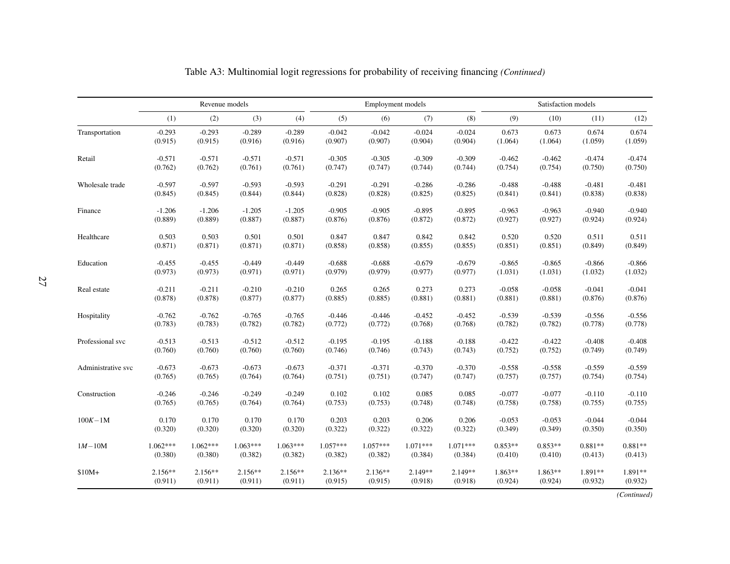Table A3: Multinomial logit regressions for probability of receiving financing *(Continued)*

| | Revenue models | | | | Employment models | | | | Satisfaction models | | | |
|---|---|---|---|---|---|---|---|---|---|---|---|---|
| | (1) | (2) | (3) | (4) | (5) | (6) | (7) | (8) | (9) | (10) | (11) | (12) |
| Transportation | -0.293 | -0.293 | -0.289 | -0.289 | -0.042 | -0.042 | -0.024 | -0.024 | 0.673 | 0.673 | 0.674 | 0.674 |
| | (0.915) | (0.915) | (0.916) | (0.916) | (0.907) | (0.907) | (0.904) | (0.904) | (1.064) | (1.064) | (1.059) | (1.059) |
| Retail | -0.571 | -0.571 | -0.571 | -0.571 | -0.305 | -0.305 | -0.309 | -0.309 | -0.462 | -0.462 | -0.474 | -0.474 |
| | (0.762) | (0.762) | (0.761) | (0.761) | (0.747) | (0.747) | (0.744) | (0.744) | (0.754) | (0.754) | (0.750) | (0.750) |
| Wholesale trade | -0.597 | -0.597 | -0.593 | -0.593 | -0.291 | -0.291 | -0.286 | -0.286 | -0.488 | -0.488 | -0.481 | -0.481 |
| | (0.845) | (0.845) | (0.844) | (0.844) | (0.828) | (0.828) | (0.825) | (0.825) | (0.841) | (0.841) | (0.838) | (0.838) |
| Finance | -1.206 | -1.206 | -1.205 | -1.205 | -0.905 | -0.905 | -0.895 | -0.895 | -0.963 | -0.963 | -0.940 | -0.940 |
| | (0.889) | (0.889) | (0.887) | (0.887) | (0.876) | (0.876) | (0.872) | (0.872) | (0.927) | (0.927) | (0.924) | (0.924) |
| Healthcare | 0.503 | 0.503 | 0.501 | 0.501 | 0.847 | 0.847 | 0.842 | 0.842 | 0.520 | 0.520 | 0.511 | 0.511 |
| | (0.871) | (0.871) | (0.871) | (0.871) | (0.858) | (0.858) | (0.855) | (0.855) | (0.851) | (0.851) | (0.849) | (0.849) |
| Education | -0.455 | -0.455 | -0.449 | -0.449 | -0.688 | -0.688 | -0.679 | -0.679 | -0.865 | -0.865 | -0.866 | -0.866 |
| | (0.973) | (0.973) | (0.971) | (0.971) | (0.979) | (0.979) | (0.977) | (0.977) | (1.031) | (1.031) | (1.032) | (1.032) |
| Real estate | -0.211 | -0.211 | -0.210 | -0.210 | 0.265 | 0.265 | 0.273 | 0.273 | -0.058 | -0.058 | -0.041 | -0.041 |
| | (0.878) | (0.878) | (0.877) | (0.877) | (0.885) | (0.885) | (0.881) | (0.881) | (0.881) | (0.881) | (0.876) | (0.876) |
| Hospitality | -0.762 | -0.762 | -0.765 | -0.765 | -0.446 | -0.446 | -0.452 | -0.452 | -0.539 | -0.539 | -0.556 | -0.556 |
| | (0.783) | (0.783) | (0.782) | (0.782) | (0.772) | (0.772) | (0.768) | (0.768) | (0.782) | (0.782) | (0.778) | (0.778) |
| Professional svc | -0.513 | -0.513 | -0.512 | -0.512 | -0.195 | -0.195 | -0.188 | -0.188 | -0.422 | -0.422 | -0.408 | -0.408 |
| | (0.760) | (0.760) | (0.760) | (0.760) | (0.746) | (0.746) | (0.743) | (0.743) | (0.752) | (0.752) | (0.749) | (0.749) |
| Administrative svc | -0.673 | -0.673 | -0.673 | -0.673 | -0.371 | -0.371 | -0.370 | -0.370 | -0.558 | -0.558 | -0.559 | -0.559 |
| | (0.765) | (0.765) | (0.764) | (0.764) | (0.751) | (0.751) | (0.747) | (0.747) | (0.757) | (0.757) | (0.754) | (0.754) |
| Construction | -0.246 | -0.246 | -0.249 | -0.249 | 0.102 | 0.102 | 0.085 | 0.085 | -0.077 | -0.077 | -0.110 | -0.110 |
| | (0.765) | (0.765) | (0.764) | (0.764) | (0.753) | (0.753) | (0.748) | (0.748) | (0.758) | (0.758) | (0.755) | (0.755) |
| $100K-1M | 0.170 | 0.170 | 0.170 | 0.170 | 0.203 | 0.203 | 0.206 | 0.206 | -0.053 | -0.053 | -0.044 | -0.044 |
| | (0.320) | (0.320) | (0.320) | (0.320) | (0.322) | (0.322) | (0.322) | (0.322) | (0.349) | (0.349) | (0.350) | (0.350) |
| $1M-10M | 1.062*** | 1.062*** | 1.063*** | 1.063*** | 1.057*** | 1.057*** | 1.071*** | 1.071*** | 0.853** | 0.853** | 0.881** | 0.881** |
| | (0.380) | (0.380) | (0.382) | (0.382) | (0.382) | (0.382) | (0.384) | (0.384) | (0.410) | (0.410) | (0.413) | (0.413) |
| $10M+ | 2.156** | 2.156** | 2.156** | 2.156** | 2.136** | 2.136** | 2.149** | 2.149** | 1.863** | 1.863** | 1.891** | 1.891** |
| | (0.911) | (0.911) | (0.911) | (0.911) | (0.915) | (0.915) | (0.918) | (0.918) | (0.924) | (0.924) | (0.932) | (0.932) |

*(Continued)*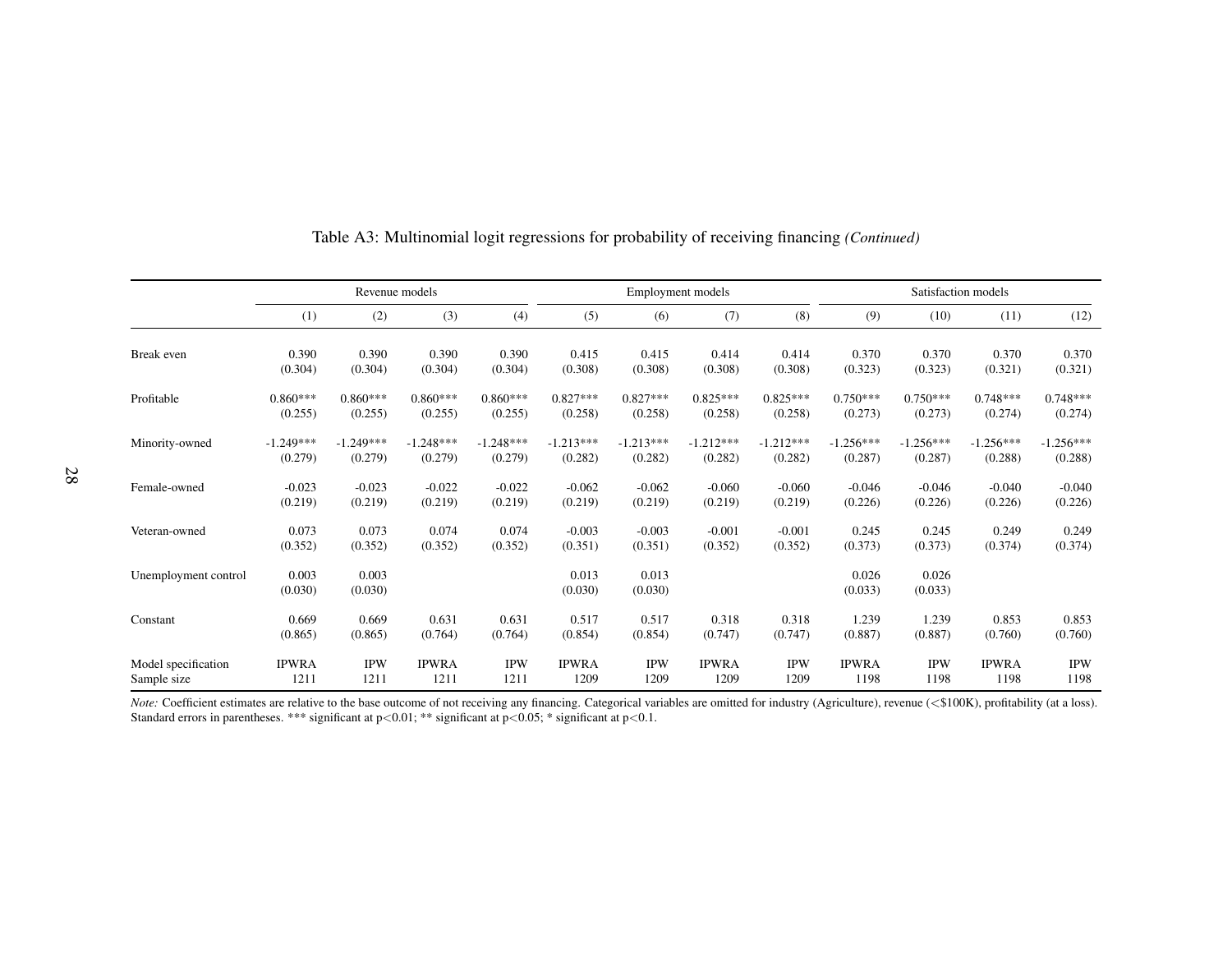Table A3: Multinomial logit regressions for probability of receiving financing *(Continued)*

| | Revenue models | | | | Employment models | | | | Satisfaction models | | | |
|---|---|---|---|---|---|---|---|---|---|---|---|---|
| | (1) | (2) | (3) | (4) | (5) | (6) | (7) | (8) | (9) | (10) | (11) | (12) |
| Break even | 0.390 | 0.390 | 0.390 | 0.390 | 0.415 | 0.415 | 0.414 | 0.414 | 0.370 | 0.370 | 0.370 | 0.370 |
| | (0.304) | (0.304) | (0.304) | (0.304) | (0.308) | (0.308) | (0.308) | (0.308) | (0.323) | (0.323) | (0.321) | (0.321) |
| Profitable | 0.860*** | 0.860*** | 0.860*** | 0.860*** | 0.827*** | 0.827*** | 0.825*** | 0.825*** | 0.750*** | 0.750*** | 0.748*** | 0.748*** |
| | (0.255) | (0.255) | (0.255) | (0.255) | (0.258) | (0.258) | (0.258) | (0.258) | (0.273) | (0.273) | (0.274) | (0.274) |
| Minority-owned | -1.249*** | -1.249*** | -1.248*** | -1.248*** | -1.213*** | -1.213*** | -1.212*** | -1.212*** | -1.256*** | -1.256*** | -1.256*** | -1.256*** |
| | (0.279) | (0.279) | (0.279) | (0.279) | (0.282) | (0.282) | (0.282) | (0.282) | (0.287) | (0.287) | (0.288) | (0.288) |
| Female-owned | -0.023 | -0.023 | -0.022 | -0.022 | -0.062 | -0.062 | -0.060 | -0.060 | -0.046 | -0.046 | -0.040 | -0.040 |
| | (0.219) | (0.219) | (0.219) | (0.219) | (0.219) | (0.219) | (0.219) | (0.219) | (0.226) | (0.226) | (0.226) | (0.226) |
| Veteran-owned | 0.073 | 0.073 | 0.074 | 0.074 | -0.003 | -0.003 | -0.001 | -0.001 | 0.245 | 0.245 | 0.249 | 0.249 |
| | (0.352) | (0.352) | (0.352) | (0.352) | (0.351) | (0.351) | (0.352) | (0.352) | (0.373) | (0.373) | (0.374) | (0.374) |
| Unemployment control | 0.003 | 0.003 | | | 0.013 | 0.013 | | | 0.026 | 0.026 | | |
| | (0.030) | (0.030) | | | (0.030) | (0.030) | | | (0.033) | (0.033) | | |
| Constant | 0.669 | 0.669 | 0.631 | 0.631 | 0.517 | 0.517 | 0.318 | 0.318 | 1.239 | 1.239 | 0.853 | 0.853 |
| | (0.865) | (0.865) | (0.764) | (0.764) | (0.854) | (0.854) | (0.747) | (0.747) | (0.887) | (0.887) | (0.760) | (0.760) |
| Model specification | IPWRA | IPW | IPWRA | IPW | IPWRA | IPW | IPWRA | IPW | IPWRA | IPW | IPWRA | IPW |
| Sample size | 1211 | 1211 | 1211 | 1211 | 1209 | 1209 | 1209 | 1209 | 1198 | 1198 | 1198 | 1198 |

*Note:* Coefficient estimates are relative to the base outcome of not receiving any financing. Categorical variables are omitted for industry (Agriculture), revenue (<$100K), profitability (at a loss). Standard errors in parentheses. *** significant at $p<0.01$; ** significant at $p<0.05$; * significant at $p<0.1$.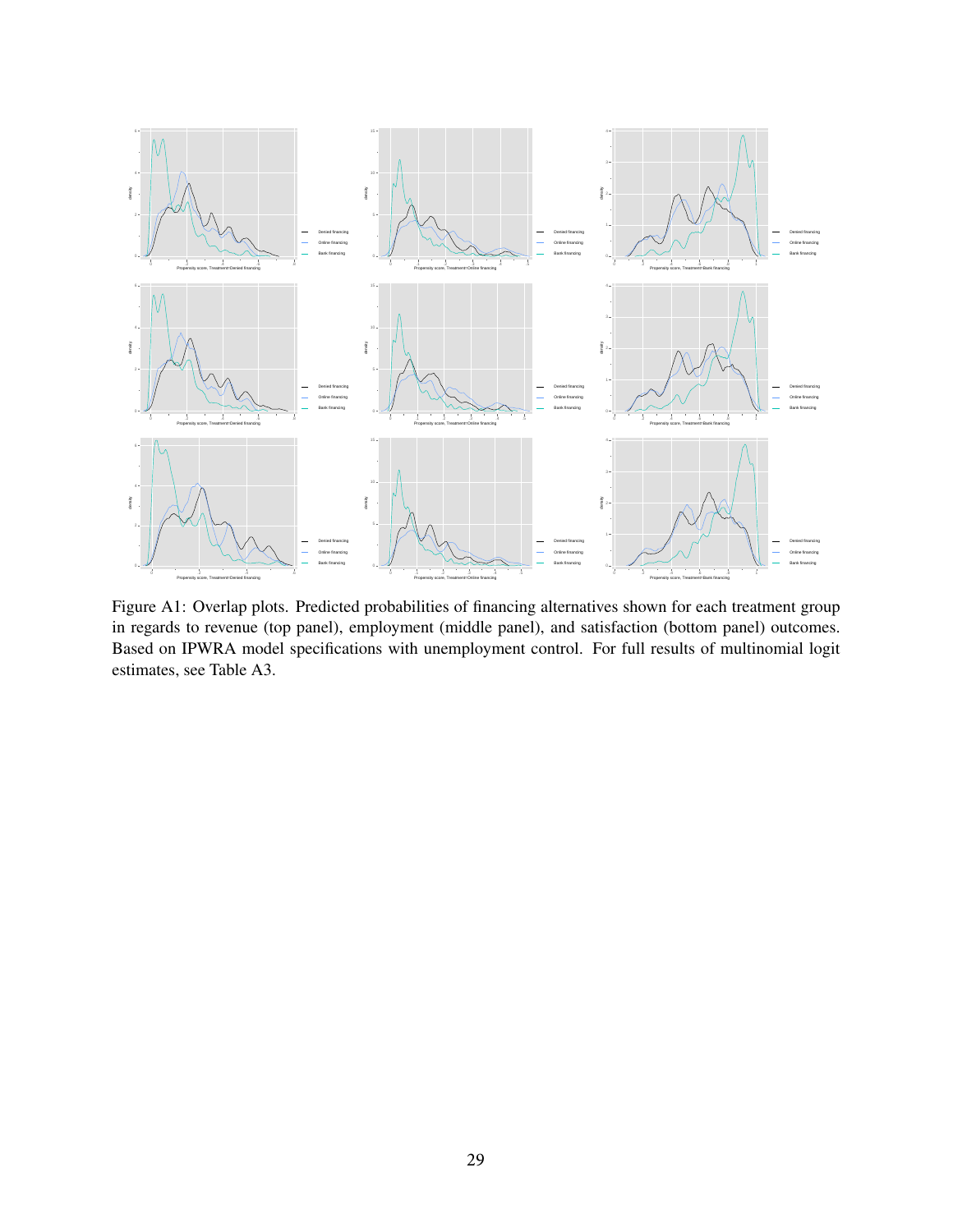Denied financing
Online financing
Bank financing

Propensity score, Treatment=Denied financing

Propensity score, Treatment=Online financing

Propensity score, Treatment=Bank financing

density

Figure A1: Overlap plots. Predicted probabilities of financing alternatives shown for each treatment group in regards to revenue (top panel), employment (middle panel), and satisfaction (bottom panel) outcomes. Based on IPWRA model specifications with unemployment control. For full results of multinomial logit estimates, see Table A3.